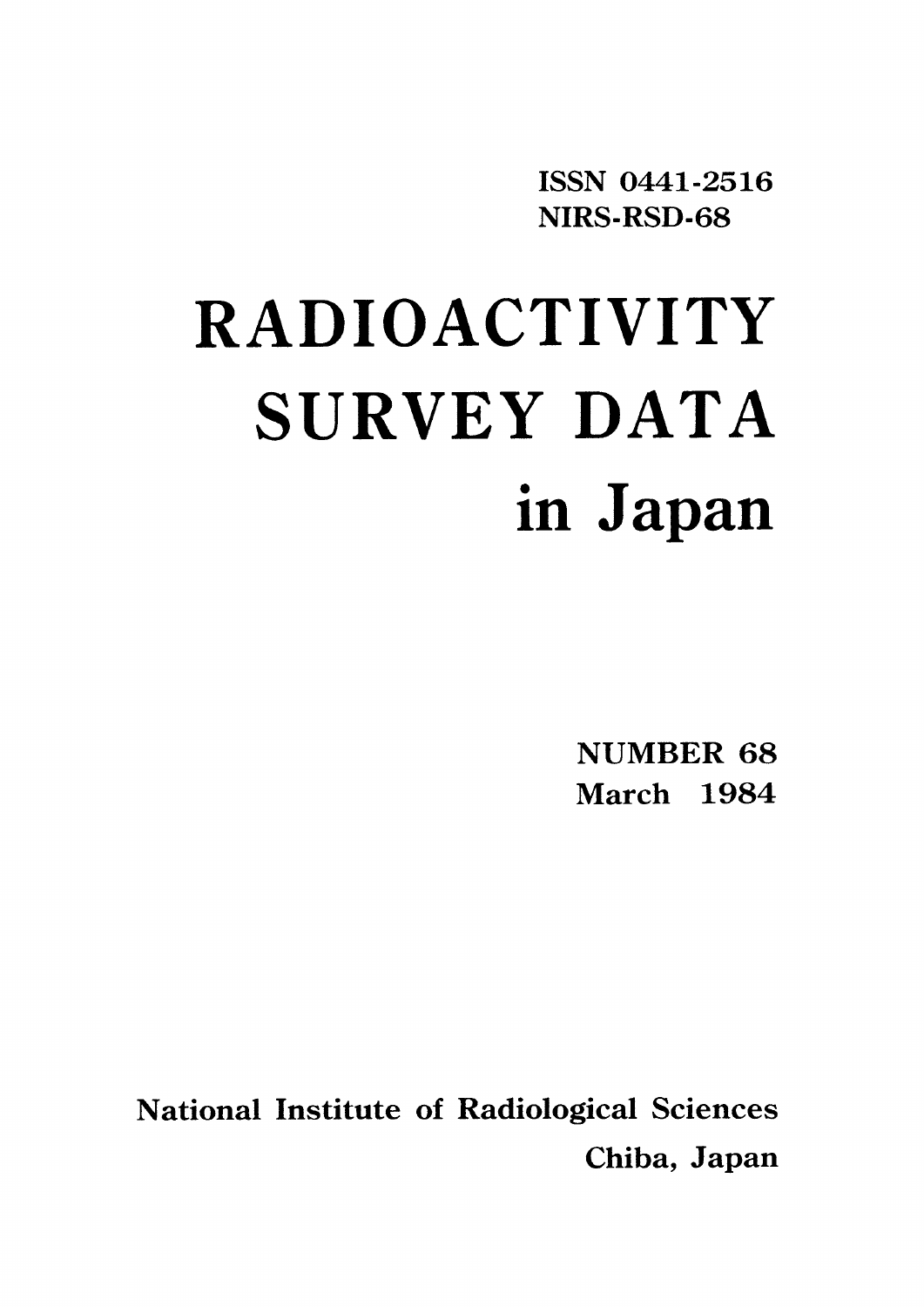ISSN 0441-2516
NIRS-RSD-68

# RADIOACTIVITY SURVEY DATA in Japan

NUMBER 68
March 1984

National Institute of Radiological Sciences
Chiba, Japan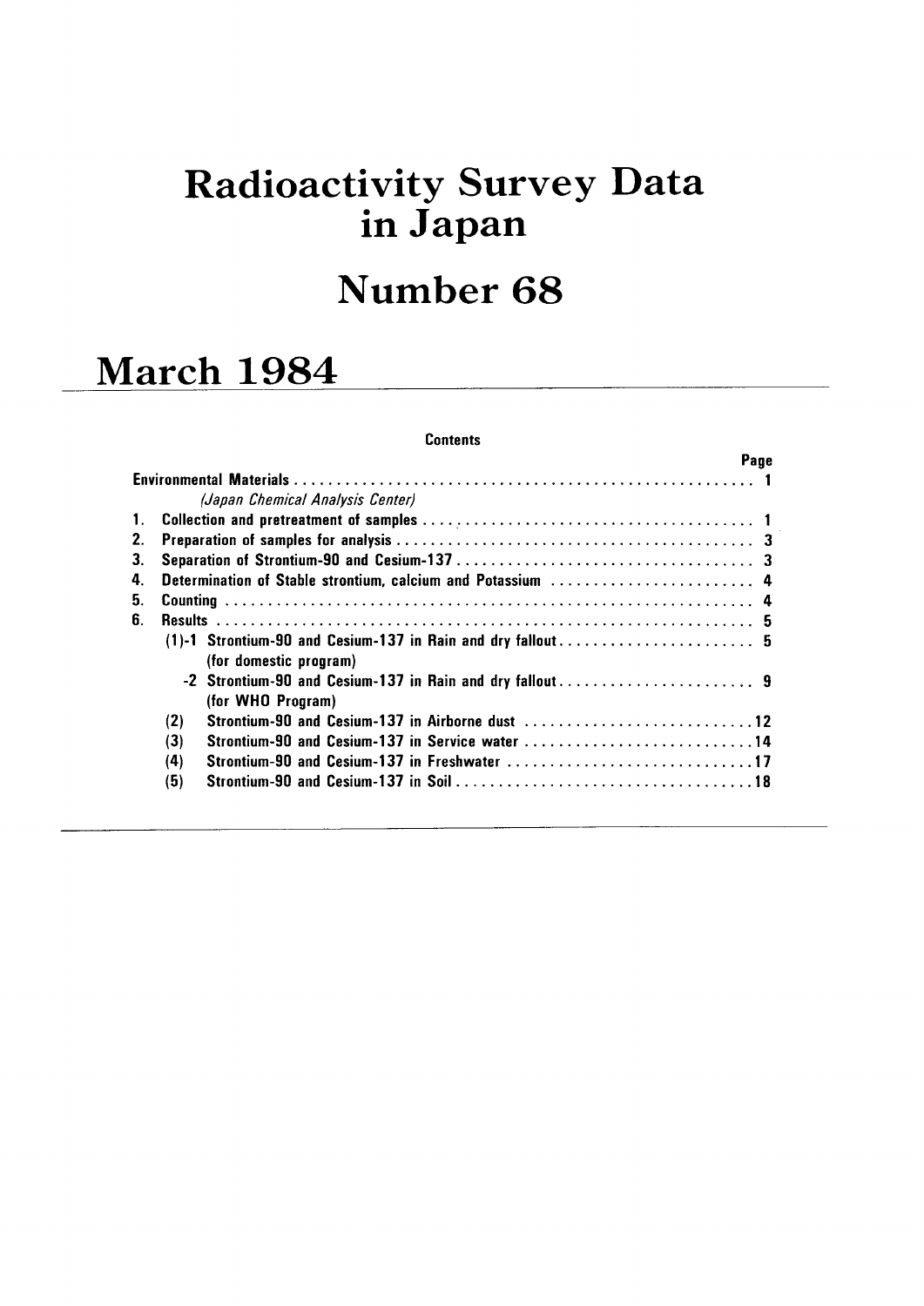# Radioactivity Survey Data in Japan

# Number 68

## March 1984

### Contents

| | | Page |
|---|---|---|
| Environmental Materials | | 1 |
| | *(Japan Chemical Analysis Center)* | |
| 1. | Collection and pretreatment of samples | 1 |
| 2. | Preparation of samples for analysis | 3 |
| 3. | Separation of Strontium-90 and Cesium-137 | 3 |
| 4. | Determination of Stable strontium, calcium and Potassium | 4 |
| 5. | Counting | 4 |
| 6. | Results | 5 |
| | (1)-1 Strontium-90 and Cesium-137 in Rain and dry fallout (for domestic program) | 5 |
| | -2 Strontium-90 and Cesium-137 in Rain and dry fallout (for WHO Program) | 9 |
| | (2) Strontium-90 and Cesium-137 in Airborne dust | 12 |
| | (3) Strontium-90 and Cesium-137 in Service water | 14 |
| | (4) Strontium-90 and Cesium-137 in Freshwater | 17 |
| | (5) Strontium-90 and Cesium-137 in Soil | 18 |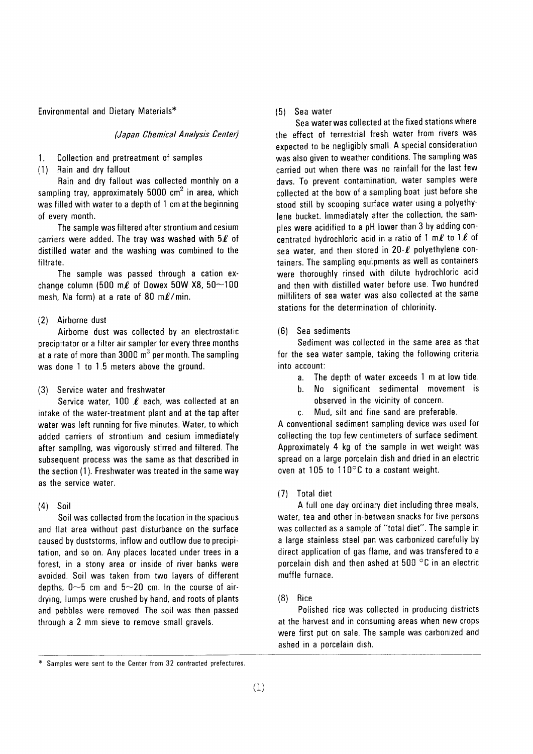Environmental and Dietary Materials*

*(Japan Chemical Analysis Center)*

1. Collection and pretreatment of samples

(1) Rain and dry fallout

Rain and dry fallout was collected monthly on a sampling tray, approximately 5000 $cm^2$ in area, which was filled with water to a depth of 1 cm at the beginning of every month.

The sample was filtered after strontium and cesium carriers were added. The tray was washed with 5ℓ of distilled water and the washing was combined to the filtrate.

The sample was passed through a cation exchange column (500 mℓ of Dowex 50W X8, 50~100 mesh, Na form) at a rate of 80 mℓ/min.

(2) Airborne dust

Airborne dust was collected by an electrostatic precipitator or a filter air sampler for every three months at a rate of more than 3000 $m^3$ per month. The sampling was done 1 to 1.5 meters above the ground.

(3) Service water and freshwater

Service water, 100 ℓ each, was collected at an intake of the water-treatment plant and at the tap after water was left running for five minutes. Water, to which added carriers of strontium and cesium immediately after sampllng, was vigorously stirred and filtered. The subsequent process was the same as that described in the section (1). Freshwater was treated in the same way as the service water.

(4) Soil

Soil was collected from the location in the spacious and flat area without past disturbance on the surface caused by duststorms, inflow and outflow due to precipitation, and so on. Any places located under trees in a forest, in a stony area or inside of river banks were avoided. Soil was taken from two layers of different depths, 0~5 cm and 5~20 cm. In the course of air-drying, lumps were crushed by hand, and roots of plants and pebbles were removed. The soil was then passed through a 2 mm sieve to remove small gravels.

(5) Sea water

Sea water was collected at the fixed stations where the effect of terrestrial fresh water from rivers was expected to be negligibly small. A special consideration was also given to weather conditions. The sampling was carried out when there was no rainfall for the last few davs. To prevent contamination, water samples were collected at the bow of a sampling boat just before she stood still by scooping surface water using a polyethylene bucket. Immediately after the collection, the samples were acidified to a pH lower than 3 by adding concentrated hydrochloric acid in a ratio of 1 mℓ to 1ℓ of sea water, and then stored in 20-ℓ polyethylene containers. The sampling equipments as well as containers were thoroughly rinsed with dilute hydrochloric acid and then with distilled water before use. Two hundred milliliters of sea water was also collected at the same stations for the determination of chlorinity.

(6) Sea sediments

Sediment was collected in the same area as that for the sea water sample, taking the following criteria into account:

a. The depth of water exceeds 1 m at low tide.
b. No significant sedimental movement is observed in the vicinity of concern.
c. Mud, silt and fine sand are preferable.

A conventional sediment sampling device was used for collecting the top few centimeters of surface sediment. Approximately 4 kg of the sample in wet weight was spread on a large porcelain dish and dried in an electric oven at 105 to 110°C to a costant weight.

(7) Total diet

A full one day ordinary diet including three meals, water, tea and other in-between snacks for five persons was collected as a sample of "total diet". The sample in a large stainless steel pan was carbonized carefully by direct application of gas flame, and was transfered to a porcelain dish and then ashed at 500 °C in an electric muffle furnace.

(8) Rice

Polished rice was collected in producing districts at the harvest and in consuming areas when new crops were first put on sale. The sample was carbonized and ashed in a porcelain dish.

\* Samples were sent to the Center from 32 contracted prefectures.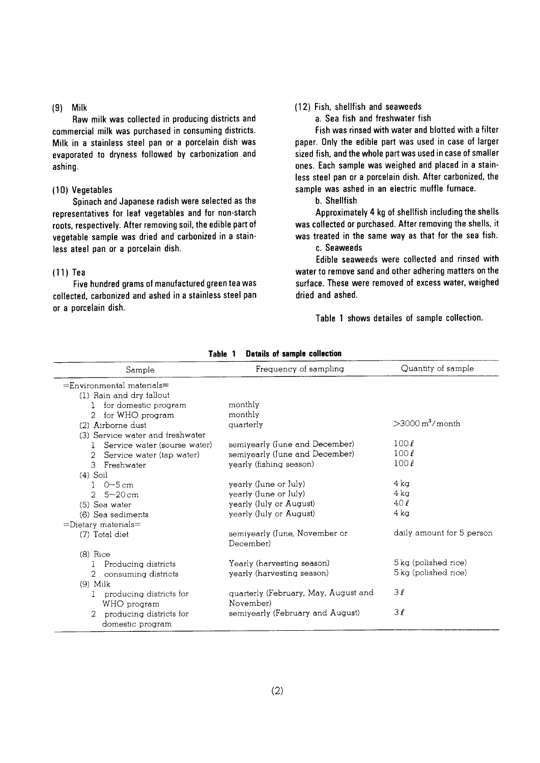### (9) Milk

Raw milk was collected in producing districts and commercial milk was purchased in consuming districts. Milk in a stainless steel pan or a porcelain dish was evaporated to dryness followed by carbonization and ashing.

### (10) Vegetables

Spinach and Japanese radish were selected as the representatives for leaf vegetables and for non-starch roots, respectively. After removing soil, the edible part of vegetable sample was dried and carbonized in a stainless ateel pan or a porcelain dish.

### (11) Tea

Five hundred grams of manufactured green tea was collected, carbonized and ashed in a stainless steel pan or a porcelain dish.

### (12) Fish, shellfish and seaweeds

a. Sea fish and freshwater fish

Fish was rinsed with water and blotted with a filter paper. Only the edible part was used in case of larger sized fish, and the whole part was used in case of smaller ones. Each sample was weighed and placed in a stainless steel pan or a porcelain dish. After carbonized, the sample was ashed in an electric muffle furnace.

b. Shellfish

Approximately 4 kg of shellfish including the shells was collected or purchased. After removing the shells, it was treated in the same way as that for the sea fish.

c. Seaweeds

Edible seaweeds were collected and rinsed with water to remove sand and other adhering matters on the surface. These were removed of excess water, weighed dried and ashed.

Table 1 shows detailes of sample collection.

**Table 1 Details of sample collection**

| Sample | Frequency of sampling | Quantity of sample |
|---|---|---|
| =Environmental materials= | | |
| (1) Rain and dry fallout | | |
| 1 for domestic program | monthly | |
| 2 for WHO program | monthly | |
| (2) Airborne dust | quarterly | >3000 $m^3$/month |
| (3) Service water and freshwater | | |
| 1 Service water (sourse water) | semiyearly (June and December) | 100 ℓ |
| 2 Service water (tap water) | semiyearly (June and December) | 100 ℓ |
| 3 Freshwater | yearly (fishing season) | 100 ℓ |
| (4) Soil | | |
| 1 0~5 cm | yearly (June or July) | 4 kg |
| 2 5~20 cm | yearly (June or July) | 4 kg |
| (5) Sea water | yearly (July or August) | 40 ℓ |
| (6) Sea sediments | yearly (July or August) | 4 kg |
| =Dietary materials= | | |
| (7) Total diet | semiyearly (June, November or December) | daily amount for 5 person |
| (8) Rice | | |
| 1 Producing districts | Yearly (harvesting season) | 5 kg (polished rice) |
| 2 consuming districts | yearly (harvesting season) | 5 kg (polished rice) |
| (9) Milk | | |
| 1 producing districts for WHO program | quarterly (February, May, August and November) | 3 ℓ |
| 2 producing districts for domestic program | semiyearly (February and August) | 3 ℓ |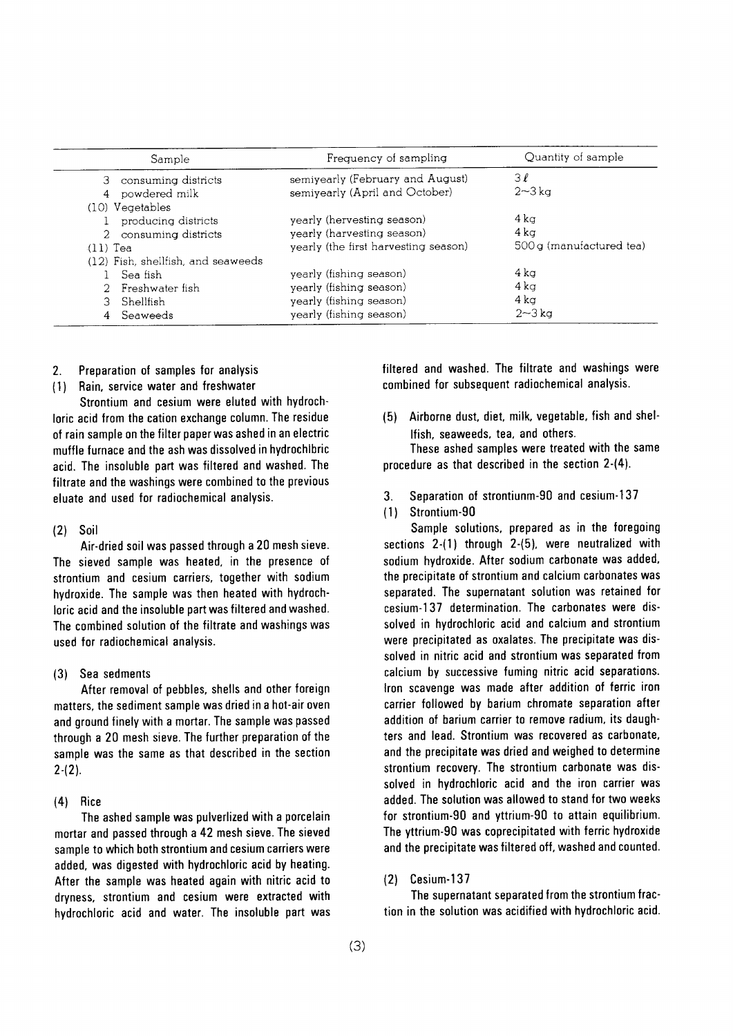| Sample | Frequency of sampling | Quantity of sample |
|---|---|---|
| 3 consuming districts | semiyearly (February and August) | 3 ℓ |
| 4 powdered milk | semiyearly (April and October) | 2~3 kg |
| (10) Vegetables | | |
| 1 producing districts | yearly (hervesting season) | 4 kg |
| 2 consuming districts | yearly (harvesting season) | 4 kg |
| (11) Tea | yearly (the first harvesting season) | 500 g (manufactured tea) |
| (12) Fish, shellfish, and seaweeds | | |
| 1 Sea fish | yearly (fishing season) | 4 kg |
| 2 Freshwater fish | yearly (fishing season) | 4 kg |
| 3 Shellfish | yearly (fishing season) | 4 kg |
| 4 Seaweeds | yearly (fishing season) | 2~3 kg |

## 2. Preparation of samples for analysis

### (1) Rain, service water and freshwater

Strontium and cesium were eluted with hydrochloric acid from the cation exchange column. The residue of rain sample on the filter paper was ashed in an electric muffle furnace and the ash was dissolved in hydrochlbric acid. The insoluble part was filtered and washed. The filtrate and the washings were combined to the previous eluate and used for radiochemical analysis.

### (2) Soil

Air-dried soil was passed through a 20 mesh sieve. The sieved sample was heated, in the presence of strontium and cesium carriers, together with sodium hydroxide. The sample was then heated with hydrochloric acid and the insoluble part was filtered and washed. The combined solution of the filtrate and washings was used for radiochemical analysis.

### (3) Sea sediments

After removal of pebbles, shells and other foreign matters, the sediment sample was dried in a hot-air oven and ground finely with a mortar. The sample was passed through a 20 mesh sieve. The further preparation of the sample was the same as that described in the section 2-(2).

### (4) Rice

The ashed sample was pulverlized with a porcelain mortar and passed through a 42 mesh sieve. The sieved sample to which both strontium and cesium carriers were added, was digested with hydrochloric acid by heating. After the sample was heated again with nitric acid to dryness, strontium and cesium were extracted with hydrochloric acid and water. The insoluble part was filtered and washed. The filtrate and washings were combined for subsequent radiochemical analysis.

### (5) Airborne dust, diet, milk, vegetable, fish and shelfish, seaweeds, tea, and others.

These ashed samples were treated with the same procedure as that described in the section 2-(4).

## 3. Separation of strontiunm-90 and cesium-137

### (1) Strontium-90

Sample solutions, prepared as in the foregoing sections 2-(1) through 2-(5), were neutralized with sodium hydroxide. After sodium carbonate was added, the precipitate of strontium and calcium carbonates was separated. The supernatant solution was retained for cesium-137 determination. The carbonates were dissolved in hydrochloric acid and calcium and strontium were precipitated as oxalates. The precipitate was dissolved in nitric acid and strontium was separated from calcium by successive fuming nitric acid separations. Iron scavenge was made after addition of ferric iron carrier followed by barium chromate separation after addition of barium carrier to remove radium, its daughters and lead. Strontium was recovered as carbonate, and the precipitate was dried and weighed to determine strontium recovery. The strontium carbonate was dissolved in hydrochloric acid and the iron carrier was added. The solution was allowed to stand for two weeks for strontium-90 and yttrium-90 to attain equilibrium. The yttrium-90 was coprecipitated with ferric hydroxide and the precipitate was filtered off, washed and counted.

### (2) Cesium-137

The supernatant separated from the strontium fraction in the solution was acidified with hydrochloric acid.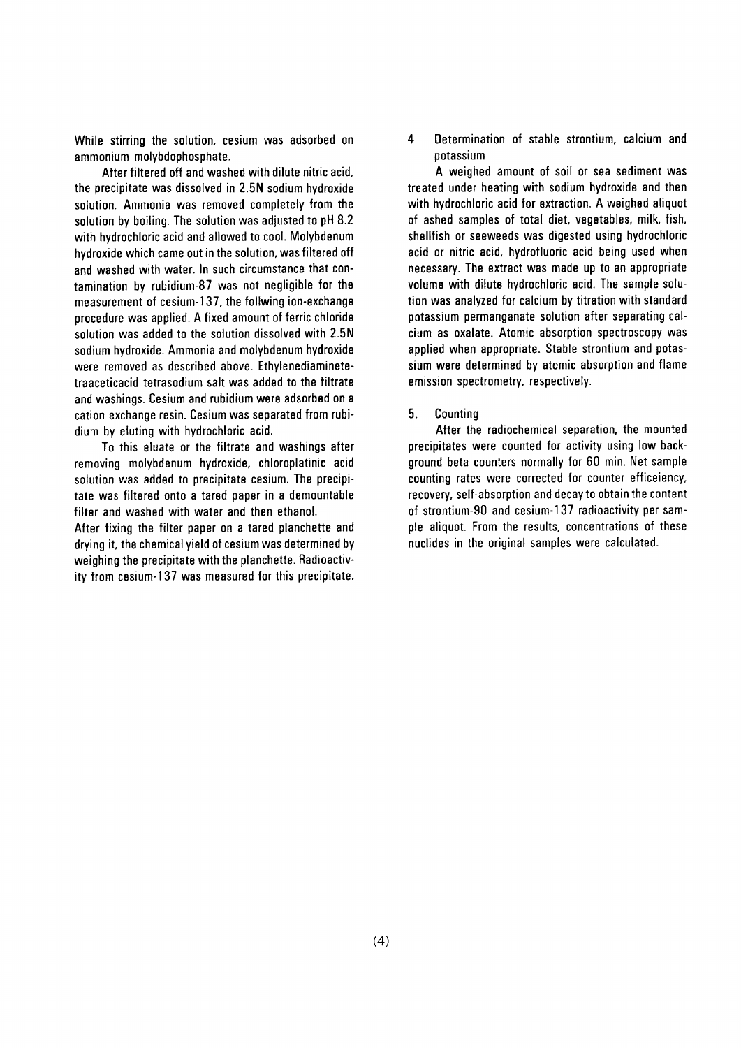While stirring the solution, cesium was adsorbed on ammonium molybdophosphate.

After filtered off and washed with dilute nitric acid, the precipitate was dissolved in 2.5N sodium hydroxide solution. Ammonia was removed completely from the solution by boiling. The solution was adjusted to pH 8.2 with hydrochloric acid and allowed to cool. Molybdenum hydroxide which came out in the solution, was filtered off and washed with water. In such circumstance that contamination by rubidium-87 was not negligible for the measurement of cesium-137, the follwing ion-exchange procedure was applied. A fixed amount of ferric chloride solution was added to the solution dissolved with 2.5N sodium hydroxide. Ammonia and molybdenum hydroxide were removed as described above. Ethylenediaminetetraaceticacid tetrasodium salt was added to the filtrate and washings. Cesium and rubidium were adsorbed on a cation exchange resin. Cesium was separated from rubidium by eluting with hydrochloric acid.

To this eluate or the filtrate and washings after removing molybdenum hydroxide, chloroplatinic acid solution was added to precipitate cesium. The precipitate was filtered onto a tared paper in a demountable filter and washed with water and then ethanol.
After fixing the filter paper on a tared planchette and drying it, the chemical yield of cesium was determined by weighing the precipitate with the planchette. Radioactivity from cesium-137 was measured for this precipitate.

4. Determination of stable strontium, calcium and potassium

A weighed amount of soil or sea sediment was treated under heating with sodium hydroxide and then with hydrochloric acid for extraction. A weighed aliquot of ashed samples of total diet, vegetables, milk, fish, shellfish or seeweeds was digested using hydrochloric acid or nitric acid, hydrofluoric acid being used when necessary. The extract was made up to an appropriate volume with dilute hydrochloric acid. The sample solution was analyzed for calcium by titration with standard potassium permanganate solution after separating calcium as oxalate. Atomic absorption spectroscopy was applied when appropriate. Stable strontium and potassium were determined by atomic absorption and flame emission spectrometry, respectively.

5. Counting

After the radiochemical separation, the mounted precipitates were counted for activity using low background beta counters normally for 60 min. Net sample counting rates were corrected for counter efficeiency, recovery, self-absorption and decay to obtain the content of strontium-90 and cesium-137 radioactivity per sample aliquot. From the results, concentrations of these nuclides in the original samples were calculated.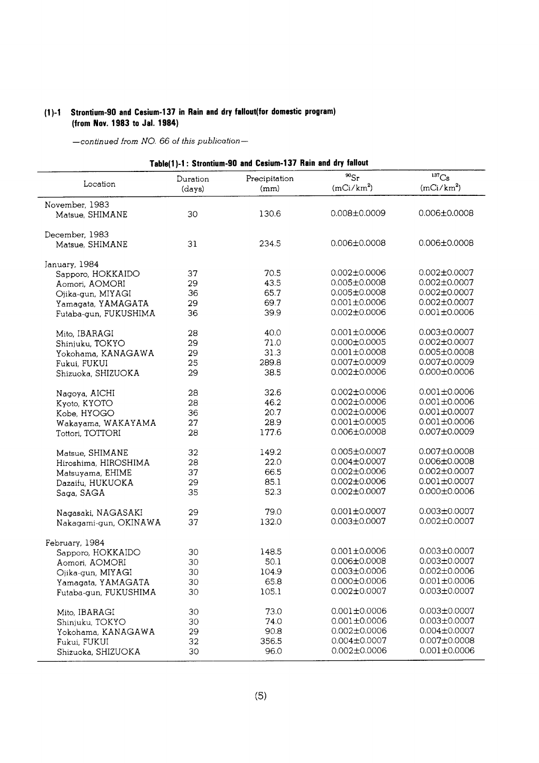## (1)-1 Strontium-90 and Cesium-137 in Rain and dry fallout(for domestic program) (from Nov. 1983 to Jal. 1984)

*—continued from NO. 66 of this publication—*

**Table(1)-1 : Strontium-90 and Cesium-137 Rain and dry fallout**

| Location | Duration (days) | Precipitation (mm) | $^{90}$Sr (mCi/km$^2$) | $^{137}$Cs (mCi/km$^2$) |
|---|---|---|---|---|
| November, 1983 | | | | |
| Matsue, SHIMANE | 30 | 130.6 | 0.008±0.0009 | 0.006±0.0008 |
| December, 1983 | | | | |
| Matsue, SHIMANE | 31 | 234.5 | 0.006±0.0008 | 0.006±0.0008 |
| January, 1984 | | | | |
| Sapporo, HOKKAIDO | 37 | 70.5 | 0.002±0.0006 | 0.002±0.0007 |
| Aomori, AOMORI | 29 | 43.5 | 0.005±0.0008 | 0.002±0.0007 |
| Ojika-gun, MIYAGI | 36 | 65.7 | 0.005±0.0008 | 0.002±0.0007 |
| Yamagata, YAMAGATA | 29 | 69.7 | 0.001±0.0006 | 0.002±0.0007 |
| Futaba-gun, FUKUSHIMA | 36 | 39.9 | 0.002±0.0006 | 0.001±0.0006 |
| Mito, IBARAGI | 28 | 40.0 | 0.001±0.0006 | 0.003±0.0007 |
| Shinjuku, TOKYO | 29 | 71.0 | 0.000±0.0005 | 0.002±0.0007 |
| Yokohama, KANAGAWA | 29 | 31.3 | 0.001±0.0008 | 0.005±0.0008 |
| Fukui, FUKUI | 25 | 289.8 | 0.007±0.0009 | 0.007±0.0009 |
| Shizuoka, SHIZUOKA | 29 | 38.5 | 0.002±0.0006 | 0.000±0.0006 |
| Nagoya, AICHI | 28 | 32.6 | 0.002±0.0006 | 0.001±0.0006 |
| Kyoto, KYOTO | 28 | 46.2 | 0.002±0.0006 | 0.001±0.0006 |
| Kobe, HYOGO | 36 | 20.7 | 0.002±0.0006 | 0.001±0.0007 |
| Wakayama, WAKAYAMA | 27 | 28.9 | 0.001±0.0005 | 0.001±0.0006 |
| Tottori, TOTTORI | 28 | 177.6 | 0.006±0.0008 | 0.007±0.0009 |
| Matsue, SHIMANE | 32 | 149.2 | 0.005±0.0007 | 0.007±0.0008 |
| Hiroshima, HIROSHIMA | 28 | 22.0 | 0.004±0.0007 | 0.006±0.0008 |
| Matsuyama, EHIME | 37 | 66.5 | 0.002±0.0006 | 0.002±0.0007 |
| Dazaifu, HUKUOKA | 29 | 85.1 | 0.002±0.0006 | 0.001±0.0007 |
| Saga, SAGA | 35 | 52.3 | 0.002±0.0007 | 0.000±0.0006 |
| Nagasaki, NAGASAKI | 29 | 79.0 | 0.001±0.0007 | 0.003±0.0007 |
| Nakagami-gun, OKINAWA | 37 | 132.0 | 0.003±0.0007 | 0.002±0.0007 |
| February, 1984 | | | | |
| Sapporo, HOKKAIDO | 30 | 148.5 | 0.001±0.0006 | 0.003±0.0007 |
| Aomori, AOMORI | 30 | 50.1 | 0.006±0.0008 | 0.003±0.0007 |
| Ojika-gun, MIYAGI | 30 | 104.9 | 0.003±0.0006 | 0.002±0.0006 |
| Yamagata, YAMAGATA | 30 | 65.8 | 0.000±0.0006 | 0.001±0.0006 |
| Futaba-gun, FUKUSHIMA | 30 | 105.1 | 0.002±0.0007 | 0.003±0.0007 |
| Mito, IBARAGI | 30 | 73.0 | 0.001±0.0006 | 0.003±0.0007 |
| Shinjuku, TOKYO | 30 | 74.0 | 0.001±0.0006 | 0.003±0.0007 |
| Yokohama, KANAGAWA | 29 | 90.8 | 0.002±0.0006 | 0.004±0.0007 |
| Fukui, FUKUI | 32 | 356.5 | 0.004±0.0007 | 0.007±0.0008 |
| Shizuoka, SHIZUOKA | 30 | 96.0 | 0.002±0.0006 | 0.001±0.0006 |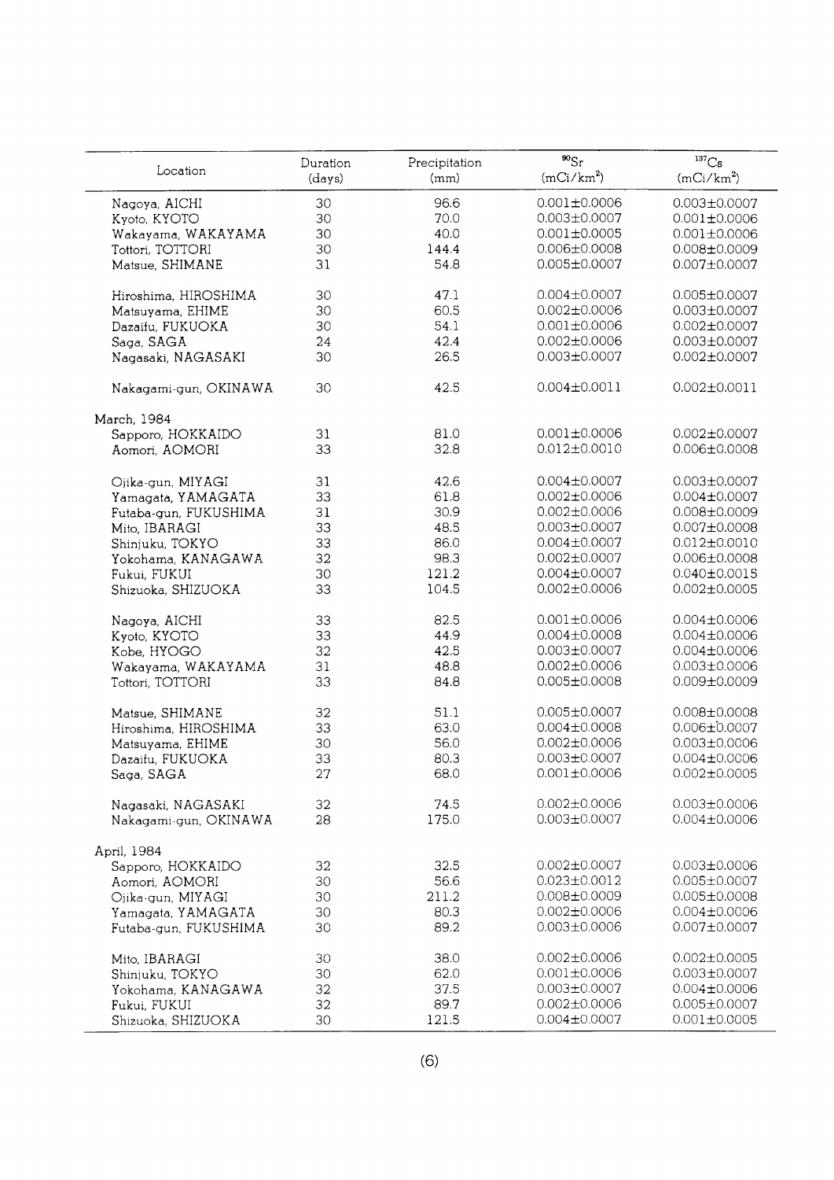| Location | Duration (days) | Precipitation (mm) | $^{90}Sr$ ($mCi/km^2$) | $^{137}Cs$ ($mCi/km^2$) |
|---|---|---|---|---|
| Nagoya, AICHI | 30 | 96.6 | 0.001±0.0006 | 0.003±0.0007 |
| Kyoto, KYOTO | 30 | 70.0 | 0.003±0.0007 | 0.001±0.0006 |
| Wakayama, WAKAYAMA | 30 | 40.0 | 0.001±0.0005 | 0.001±0.0006 |
| Tottori, TOTTORI | 30 | 144.4 | 0.006±0.0008 | 0.008±0.0009 |
| Matsue, SHIMANE | 31 | 54.8 | 0.005±0.0007 | 0.007±0.0007 |
| Hiroshima, HIROSHIMA | 30 | 47.1 | 0.004±0.0007 | 0.005±0.0007 |
| Matsuyama, EHIME | 30 | 60.5 | 0.002±0.0006 | 0.003±0.0007 |
| Dazaifu, FUKUOKA | 30 | 54.1 | 0.001±0.0006 | 0.002±0.0007 |
| Saga, SAGA | 24 | 42.4 | 0.002±0.0006 | 0.003±0.0007 |
| Nagasaki, NAGASAKI | 30 | 26.5 | 0.003±0.0007 | 0.002±0.0007 |
| Nakagami-gun, OKINAWA | 30 | 42.5 | 0.004±0.0011 | 0.002±0.0011 |
| March, 1984 | | | | |
| Sapporo, HOKKAIDO | 31 | 81.0 | 0.001±0.0006 | 0.002±0.0007 |
| Aomori, AOMORI | 33 | 32.8 | 0.012±0.0010 | 0.006±0.0008 |
| Ojika-gun, MIYAGI | 31 | 42.6 | 0.004±0.0007 | 0.003±0.0007 |
| Yamagata, YAMAGATA | 33 | 61.8 | 0.002±0.0006 | 0.004±0.0007 |
| Futaba-gun, FUKUSHIMA | 31 | 30.9 | 0.002±0.0006 | 0.008±0.0009 |
| Mito, IBARAGI | 33 | 48.5 | 0.003±0.0007 | 0.007±0.0008 |
| Shinjuku, TOKYO | 33 | 86.0 | 0.004±0.0007 | 0.012±0.0010 |
| Yokohama, KANAGAWA | 32 | 98.3 | 0.002±0.0007 | 0.006±0.0008 |
| Fukui, FUKUI | 30 | 121.2 | 0.004±0.0007 | 0.040±0.0015 |
| Shizuoka, SHIZUOKA | 33 | 104.5 | 0.002±0.0006 | 0.002±0.0005 |
| Nagoya, AICHI | 33 | 82.5 | 0.001±0.0006 | 0.004±0.0006 |
| Kyoto, KYOTO | 33 | 44.9 | 0.004±0.0008 | 0.004±0.0006 |
| Kobe, HYOGO | 32 | 42.5 | 0.003±0.0007 | 0.004±0.0006 |
| Wakayama, WAKAYAMA | 31 | 48.8 | 0.002±0.0006 | 0.003±0.0006 |
| Tottori, TOTTORI | 33 | 84.8 | 0.005±0.0008 | 0.009±0.0009 |
| Matsue, SHIMANE | 32 | 51.1 | 0.005±0.0007 | 0.008±0.0008 |
| Hiroshima, HIROSHIMA | 33 | 63.0 | 0.004±0.0008 | 0.006±0.0007 |
| Matsuyama, EHIME | 30 | 56.0 | 0.002±0.0006 | 0.003±0.0006 |
| Dazaifu, FUKUOKA | 33 | 80.3 | 0.003±0.0007 | 0.004±0.0006 |
| Saga, SAGA | 27 | 68.0 | 0.001±0.0006 | 0.002±0.0005 |
| Nagasaki, NAGASAKI | 32 | 74.5 | 0.002±0.0006 | 0.003±0.0006 |
| Nakagami-gun, OKINAWA | 28 | 175.0 | 0.003±0.0007 | 0.004±0.0006 |
| April, 1984 | | | | |
| Sapporo, HOKKAIDO | 32 | 32.5 | 0.002±0.0007 | 0.003±0.0006 |
| Aomori, AOMORI | 30 | 56.6 | 0.023±0.0012 | 0.005±0.0007 |
| Ojika-gun, MIYAGI | 30 | 211.2 | 0.008±0.0009 | 0.005±0.0008 |
| Yamagata, YAMAGATA | 30 | 80.3 | 0.002±0.0006 | 0.004±0.0006 |
| Futaba-gun, FUKUSHIMA | 30 | 89.2 | 0.003±0.0006 | 0.007±0.0007 |
| Mito, IBARAGI | 30 | 38.0 | 0.002±0.0006 | 0.002±0.0005 |
| Shinjuku, TOKYO | 30 | 62.0 | 0.001±0.0006 | 0.003±0.0007 |
| Yokohama, KANAGAWA | 32 | 37.5 | 0.003±0.0007 | 0.004±0.0006 |
| Fukui, FUKUI | 32 | 89.7 | 0.002±0.0006 | 0.005±0.0007 |
| Shizuoka, SHIZUOKA | 30 | 121.5 | 0.004±0.0007 | 0.001±0.0005 |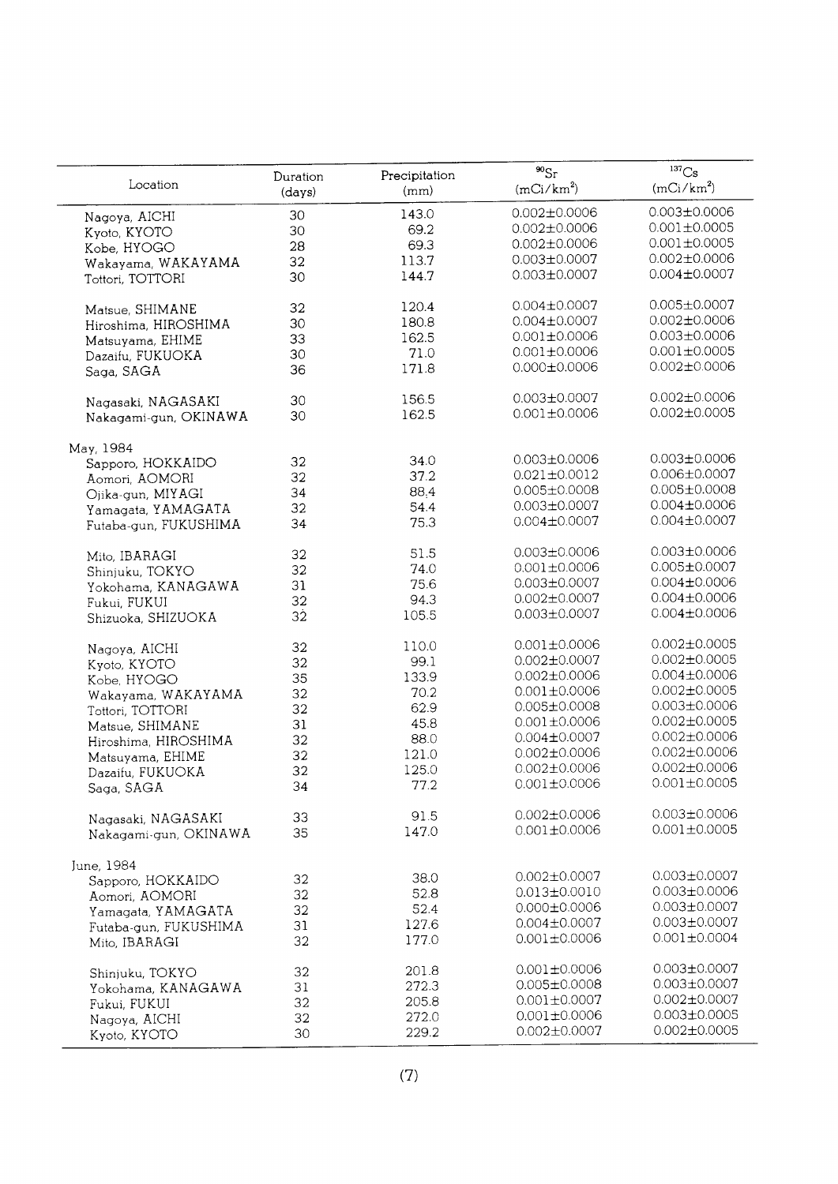| Location | Duration (days) | Precipitation (mm) | $^{90}Sr$ (mCi/km$^2$) | $^{137}Cs$ (mCi/km$^2$) |
|---|---|---|---|---|
| Nagoya, AICHI | 30 | 143.0 | 0.002±0.0006 | 0.003±0.0006 |
| Kyoto, KYOTO | 30 | 69.2 | 0.002±0.0006 | 0.001±0.0005 |
| Kobe, HYOGO | 28 | 69.3 | 0.002±0.0006 | 0.001±0.0005 |
| Wakayama, WAKAYAMA | 32 | 113.7 | 0.003±0.0007 | 0.002±0.0006 |
| Tottori, TOTTORI | 30 | 144.7 | 0.003±0.0007 | 0.004±0.0007 |
| Matsue, SHIMANE | 32 | 120.4 | 0.004±0.0007 | 0.005±0.0007 |
| Hiroshima, HIROSHIMA | 30 | 180.8 | 0.004±0.0007 | 0.002±0.0006 |
| Matsuyama, EHIME | 33 | 162.5 | 0.001±0.0006 | 0.003±0.0006 |
| Dazaifu, FUKUOKA | 30 | 71.0 | 0.001±0.0006 | 0.001±0.0005 |
| Saga, SAGA | 36 | 171.8 | 0.000±0.0006 | 0.002±0.0006 |
| Nagasaki, NAGASAKI | 30 | 156.5 | 0.003±0.0007 | 0.002±0.0006 |
| Nakagami-gun, OKINAWA | 30 | 162.5 | 0.001±0.0006 | 0.002±0.0005 |
| May, 1984 | | | | |
| Sapporo, HOKKAIDO | 32 | 34.0 | 0.003±0.0006 | 0.003±0.0006 |
| Aomori, AOMORI | 32 | 37.2 | 0.021±0.0012 | 0.006±0.0007 |
| Ojika-gun, MIYAGI | 34 | 88.4 | 0.005±0.0008 | 0.005±0.0008 |
| Yamagata, YAMAGATA | 32 | 54.4 | 0.003±0.0007 | 0.004±0.0006 |
| Futaba-gun, FUKUSHIMA | 34 | 75.3 | 0.004±0.0007 | 0.004±0.0007 |
| Mito, IBARAGI | 32 | 51.5 | 0.003±0.0006 | 0.003±0.0006 |
| Shinjuku, TOKYO | 32 | 74.0 | 0.001±0.0006 | 0.005±0.0007 |
| Yokohama, KANAGAWA | 31 | 75.6 | 0.003±0.0007 | 0.004±0.0006 |
| Fukui, FUKUI | 32 | 94.3 | 0.002±0.0007 | 0.004±0.0006 |
| Shizuoka, SHIZUOKA | 32 | 105.5 | 0.003±0.0007 | 0.004±0.0006 |
| Nagoya, AICHI | 32 | 110.0 | 0.001±0.0006 | 0.002±0.0005 |
| Kyoto, KYOTO | 32 | 99.1 | 0.002±0.0007 | 0.002±0.0005 |
| Kobe, HYOGO | 35 | 133.9 | 0.002±0.0006 | 0.004±0.0006 |
| Wakayama, WAKAYAMA | 32 | 70.2 | 0.001±0.0006 | 0.002±0.0005 |
| Tottori, TOTTORI | 32 | 62.9 | 0.005±0.0008 | 0.003±0.0006 |
| Matsue, SHIMANE | 31 | 45.8 | 0.001±0.0006 | 0.002±0.0005 |
| Hiroshima, HIROSHIMA | 32 | 88.0 | 0.004±0.0007 | 0.002±0.0006 |
| Matsuyama, EHIME | 32 | 121.0 | 0.002±0.0006 | 0.002±0.0006 |
| Dazaifu, FUKUOKA | 32 | 125.0 | 0.002±0.0006 | 0.002±0.0006 |
| Saga, SAGA | 34 | 77.2 | 0.001±0.0006 | 0.001±0.0005 |
| Nagasaki, NAGASAKI | 33 | 91.5 | 0.002±0.0006 | 0.003±0.0006 |
| Nakagami-gun, OKINAWA | 35 | 147.0 | 0.001±0.0006 | 0.001±0.0005 |
| June, 1984 | | | | |
| Sapporo, HOKKAIDO | 32 | 38.0 | 0.002±0.0007 | 0.003±0.0007 |
| Aomori, AOMORI | 32 | 52.8 | 0.013±0.0010 | 0.003±0.0006 |
| Yamagata, YAMAGATA | 32 | 52.4 | 0.000±0.0006 | 0.003±0.0007 |
| Futaba-gun, FUKUSHIMA | 31 | 127.6 | 0.004±0.0007 | 0.003±0.0007 |
| Mito, IBARAGI | 32 | 177.0 | 0.001±0.0006 | 0.001±0.0004 |
| Shinjuku, TOKYO | 32 | 201.8 | 0.001±0.0006 | 0.003±0.0007 |
| Yokohama, KANAGAWA | 31 | 272.3 | 0.005±0.0008 | 0.003±0.0007 |
| Fukui, FUKUI | 32 | 205.8 | 0.001±0.0007 | 0.002±0.0007 |
| Nagoya, AICHI | 32 | 272.0 | 0.001±0.0006 | 0.003±0.0005 |
| Kyoto, KYOTO | 30 | 229.2 | 0.002±0.0007 | 0.002±0.0005 |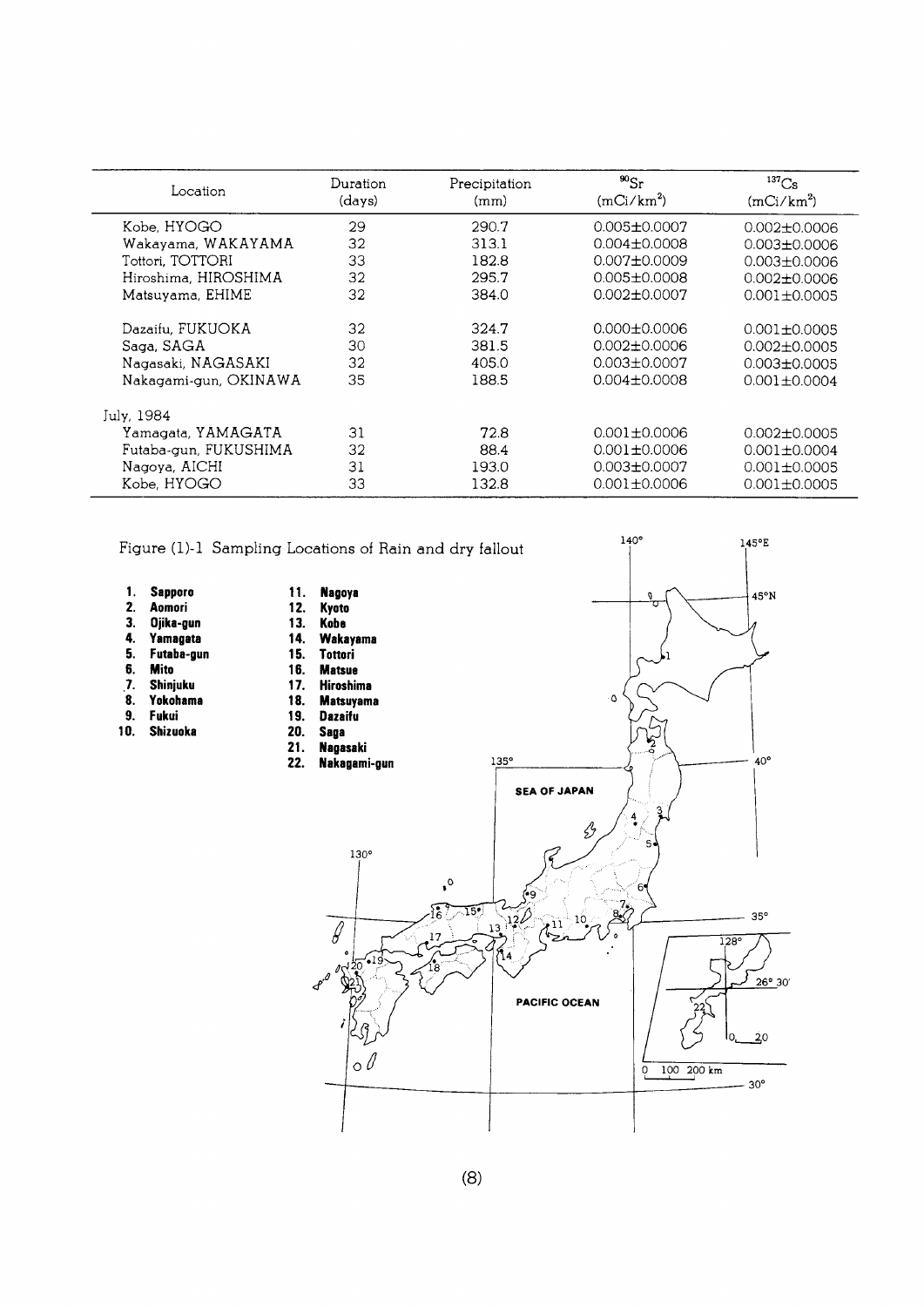| Location | Duration (days) | Precipitation (mm) | $^{90}Sr$ ($mCi/km^2$) | $^{137}Cs$ ($mCi/km^2$) |
|---|---|---|---|---|
| Kobe, HYOGO | 29 | 290.7 | 0.005±0.0007 | 0.002±0.0006 |
| Wakayama, WAKAYAMA | 32 | 313.1 | 0.004±0.0008 | 0.003±0.0006 |
| Tottori, TOTTORI | 33 | 182.8 | 0.007±0.0009 | 0.003±0.0006 |
| Hiroshima, HIROSHIMA | 32 | 295.7 | 0.005±0.0008 | 0.002±0.0006 |
| Matsuyama, EHIME | 32 | 384.0 | 0.002±0.0007 | 0.001±0.0005 |
| Dazaifu, FUKUOKA | 32 | 324.7 | 0.000±0.0006 | 0.001±0.0005 |
| Saga, SAGA | 30 | 381.5 | 0.002±0.0006 | 0.002±0.0005 |
| Nagasaki, NAGASAKI | 32 | 405.0 | 0.003±0.0007 | 0.003±0.0005 |
| Nakagami-gun, OKINAWA | 35 | 188.5 | 0.004±0.0008 | 0.001±0.0004 |
| July, 1984 | | | | |
| Yamagata, YAMAGATA | 31 | 72.8 | 0.001±0.0006 | 0.002±0.0005 |
| Futaba-gun, FUKUSHIMA | 32 | 88.4 | 0.001±0.0006 | 0.001±0.0004 |
| Nagoya, AICHI | 31 | 193.0 | 0.003±0.0007 | 0.001±0.0005 |
| Kobe, HYOGO | 33 | 132.8 | 0.001±0.0006 | 0.001±0.0005 |

Figure (1)-1 Sampling Locations of Rain and dry fallout

1. **Sapporo**
2. **Aomori**
3. **Ojika-gun**
4. **Yamagata**
5. **Futaba-gun**
6. **Mito**
7. **Shinjuku**
8. **Yokohama**
9. **Fukui**
10. **Shizuoka**
11. **Nagoya**
12. **Kyoto**
13. **Kobe**
14. **Wakayama**
15. **Tottori**
16. **Matsue**
17. **Hiroshima**
18. **Matsuyama**
19. **Dazaifu**
20. **Saga**
21. **Nagasaki**
22. **Nakagami-gun**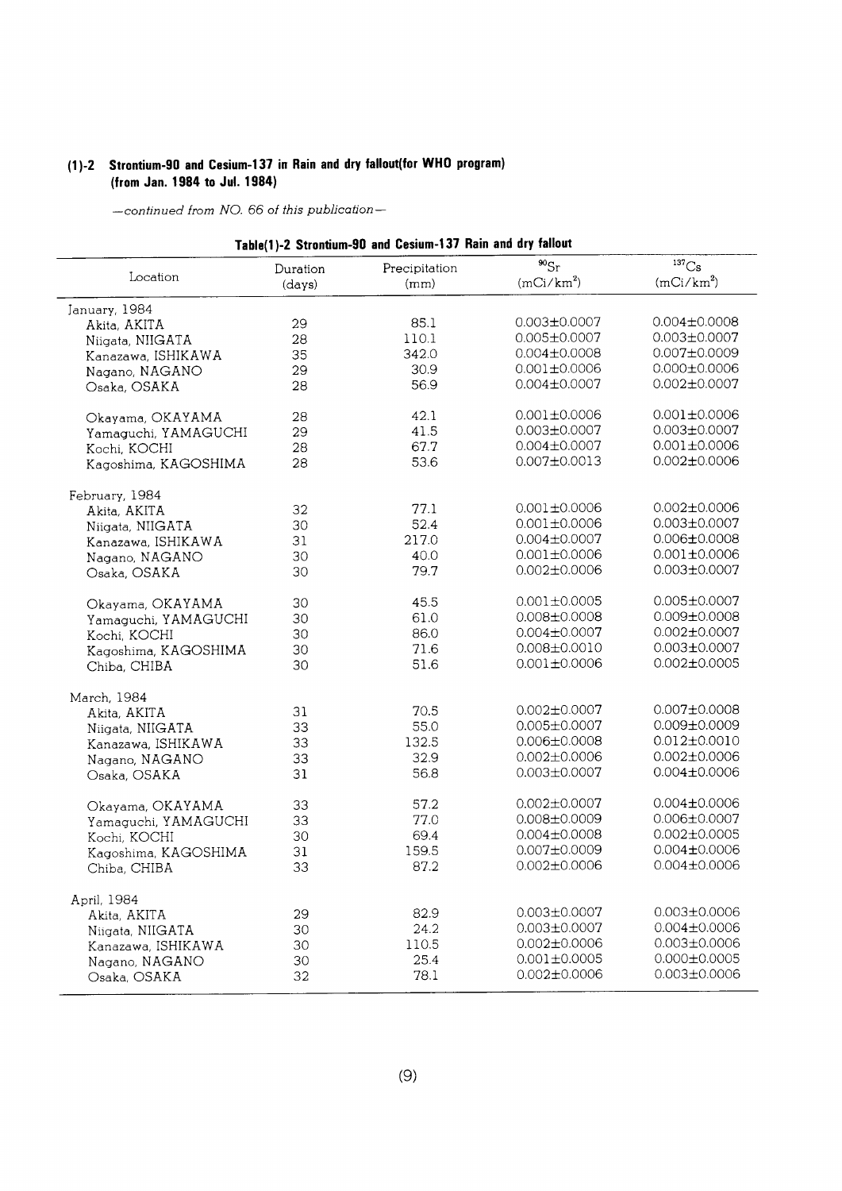### (1)-2 Strontium-90 and Cesium-137 in Rain and dry fallout(for WHO program) (from Jan. 1984 to Jul. 1984)

*—continued from NO. 66 of this publication—*

**Table(1)-2 Strontium-90 and Cesium-137 Rain and dry fallout**

| Location | Duration (days) | Precipitation (mm) | $^{90}Sr$ ($mCi/km^2$) | $^{137}Cs$ ($mCi/km^2$) |
|---|---|---|---|---|
| January, 1984 | | | | |
| Akita, AKITA | 29 | 85.1 | 0.003±0.0007 | 0.004±0.0008 |
| Niigata, NIIGATA | 28 | 110.1 | 0.005±0.0007 | 0.003±0.0007 |
| Kanazawa, ISHIKAWA | 35 | 342.0 | 0.004±0.0008 | 0.007±0.0009 |
| Nagano, NAGANO | 29 | 30.9 | 0.001±0.0006 | 0.000±0.0006 |
| Osaka, OSAKA | 28 | 56.9 | 0.004±0.0007 | 0.002±0.0007 |
| Okayama, OKAYAMA | 28 | 42.1 | 0.001±0.0006 | 0.001±0.0006 |
| Yamaguchi, YAMAGUCHI | 29 | 41.5 | 0.003±0.0007 | 0.003±0.0007 |
| Kochi, KOCHI | 28 | 67.7 | 0.004±0.0007 | 0.001±0.0006 |
| Kagoshima, KAGOSHIMA | 28 | 53.6 | 0.007±0.0013 | 0.002±0.0006 |
| February, 1984 | | | | |
| Akita, AKITA | 32 | 77.1 | 0.001±0.0006 | 0.002±0.0006 |
| Niigata, NIIGATA | 30 | 52.4 | 0.001±0.0006 | 0.003±0.0007 |
| Kanazawa, ISHIKAWA | 31 | 217.0 | 0.004±0.0007 | 0.006±0.0008 |
| Nagano, NAGANO | 30 | 40.0 | 0.001±0.0006 | 0.001±0.0006 |
| Osaka, OSAKA | 30 | 79.7 | 0.002±0.0006 | 0.003±0.0007 |
| Okayama, OKAYAMA | 30 | 45.5 | 0.001±0.0005 | 0.005±0.0007 |
| Yamaguchi, YAMAGUCHI | 30 | 61.0 | 0.008±0.0008 | 0.009±0.0008 |
| Kochi, KOCHI | 30 | 86.0 | 0.004±0.0007 | 0.002±0.0007 |
| Kagoshima, KAGOSHIMA | 30 | 71.6 | 0.008±0.0010 | 0.003±0.0007 |
| Chiba, CHIBA | 30 | 51.6 | 0.001±0.0006 | 0.002±0.0005 |
| March, 1984 | | | | |
| Akita, AKITA | 31 | 70.5 | 0.002±0.0007 | 0.007±0.0008 |
| Niigata, NIIGATA | 33 | 55.0 | 0.005±0.0007 | 0.009±0.0009 |
| Kanazawa, ISHIKAWA | 33 | 132.5 | 0.006±0.0008 | 0.012±0.0010 |
| Nagano, NAGANO | 33 | 32.9 | 0.002±0.0006 | 0.002±0.0006 |
| Osaka, OSAKA | 31 | 56.8 | 0.003±0.0007 | 0.004±0.0006 |
| Okayama, OKAYAMA | 33 | 57.2 | 0.002±0.0007 | 0.004±0.0006 |
| Yamaguchi, YAMAGUCHI | 33 | 77.0 | 0.008±0.0009 | 0.006±0.0007 |
| Kochi, KOCHI | 30 | 69.4 | 0.004±0.0008 | 0.002±0.0005 |
| Kagoshima, KAGOSHIMA | 31 | 159.5 | 0.007±0.0009 | 0.004±0.0006 |
| Chiba, CHIBA | 33 | 87.2 | 0.002±0.0006 | 0.004±0.0006 |
| April, 1984 | | | | |
| Akita, AKITA | 29 | 82.9 | 0.003±0.0007 | 0.003±0.0006 |
| Niigata, NIIGATA | 30 | 24.2 | 0.003±0.0007 | 0.004±0.0006 |
| Kanazawa, ISHIKAWA | 30 | 110.5 | 0.002±0.0006 | 0.003±0.0006 |
| Nagano, NAGANO | 30 | 25.4 | 0.001±0.0005 | 0.000±0.0005 |
| Osaka, OSAKA | 32 | 78.1 | 0.002±0.0006 | 0.003±0.0006 |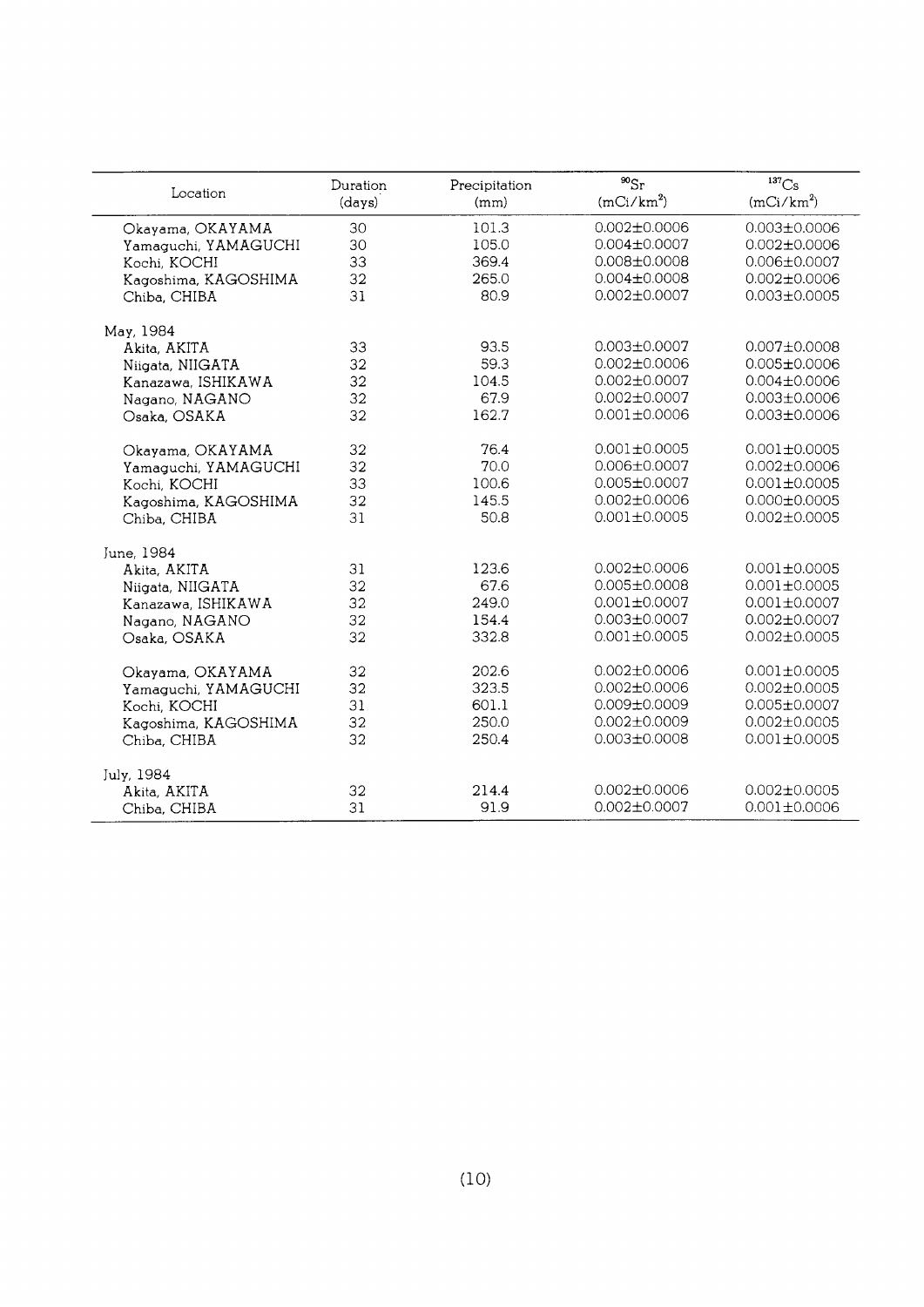| Location | Duration (days) | Precipitation (mm) | $^{90}Sr$ ($mCi/km^2$) | $^{137}Cs$ ($mCi/km^2$) |
|---|---|---|---|---|
| Okayama, OKAYAMA | 30 | 101.3 | 0.002±0.0006 | 0.003±0.0006 |
| Yamaguchi, YAMAGUCHI | 30 | 105.0 | 0.004±0.0007 | 0.002±0.0006 |
| Kochi, KOCHI | 33 | 369.4 | 0.008±0.0008 | 0.006±0.0007 |
| Kagoshima, KAGOSHIMA | 32 | 265.0 | 0.004±0.0008 | 0.002±0.0006 |
| Chiba, CHIBA | 31 | 80.9 | 0.002±0.0007 | 0.003±0.0005 |
| May, 1984 | | | | |
| Akita, AKITA | 33 | 93.5 | 0.003±0.0007 | 0.007±0.0008 |
| Niigata, NIIGATA | 32 | 59.3 | 0.002±0.0006 | 0.005±0.0006 |
| Kanazawa, ISHIKAWA | 32 | 104.5 | 0.002±0.0007 | 0.004±0.0006 |
| Nagano, NAGANO | 32 | 67.9 | 0.002±0.0007 | 0.003±0.0006 |
| Osaka, OSAKA | 32 | 162.7 | 0.001±0.0006 | 0.003±0.0006 |
| Okayama, OKAYAMA | 32 | 76.4 | 0.001±0.0005 | 0.001±0.0005 |
| Yamaguchi, YAMAGUCHI | 32 | 70.0 | 0.006±0.0007 | 0.002±0.0006 |
| Kochi, KOCHI | 33 | 100.6 | 0.005±0.0007 | 0.001±0.0005 |
| Kagoshima, KAGOSHIMA | 32 | 145.5 | 0.002±0.0006 | 0.000±0.0005 |
| Chiba, CHIBA | 31 | 50.8 | 0.001±0.0005 | 0.002±0.0005 |
| June, 1984 | | | | |
| Akita, AKITA | 31 | 123.6 | 0.002±0.0006 | 0.001±0.0005 |
| Niigata, NIIGATA | 32 | 67.6 | 0.005±0.0008 | 0.001±0.0005 |
| Kanazawa, ISHIKAWA | 32 | 249.0 | 0.001±0.0007 | 0.001±0.0007 |
| Nagano, NAGANO | 32 | 154.4 | 0.003±0.0007 | 0.002±0.0007 |
| Osaka, OSAKA | 32 | 332.8 | 0.001±0.0005 | 0.002±0.0005 |
| Okayama, OKAYAMA | 32 | 202.6 | 0.002±0.0006 | 0.001±0.0005 |
| Yamaguchi, YAMAGUCHI | 32 | 323.5 | 0.002±0.0006 | 0.002±0.0005 |
| Kochi, KOCHI | 31 | 601.1 | 0.009±0.0009 | 0.005±0.0007 |
| Kagoshima, KAGOSHIMA | 32 | 250.0 | 0.002±0.0009 | 0.002±0.0005 |
| Chiba, CHIBA | 32 | 250.4 | 0.003±0.0008 | 0.001±0.0005 |
| July, 1984 | | | | |
| Akita, AKITA | 32 | 214.4 | 0.002±0.0006 | 0.002±0.0005 |
| Chiba, CHIBA | 31 | 91.9 | 0.002±0.0007 | 0.001±0.0006 |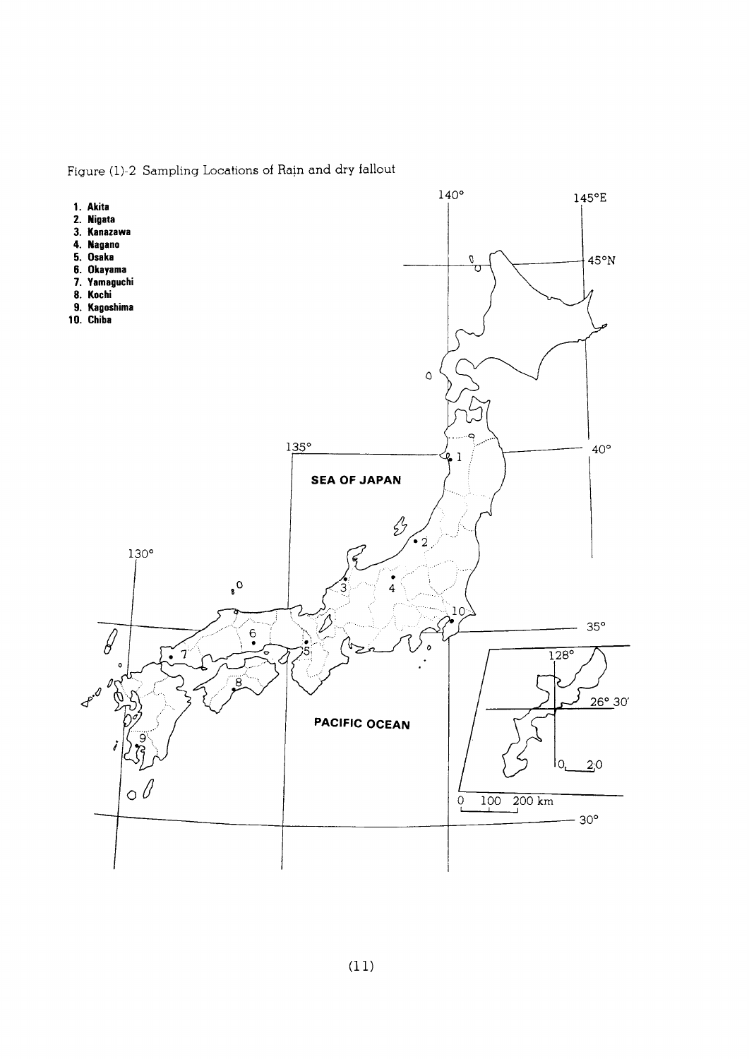Figure (1)-2 Sampling Locations of Rain and dry fallout

1. Akita
2. Nigata
3. Kanazawa
4. Nagano
5. Osaka
6. Okayama
7. Yamaguchi
8. Kochi
9. Kagoshima
10. Chiba

140° 145°E 45°N 135° 40° SEA OF JAPAN 130° 35° 128° 26° 30′ PACIFIC OCEAN 0 20 0 100 200 km 30°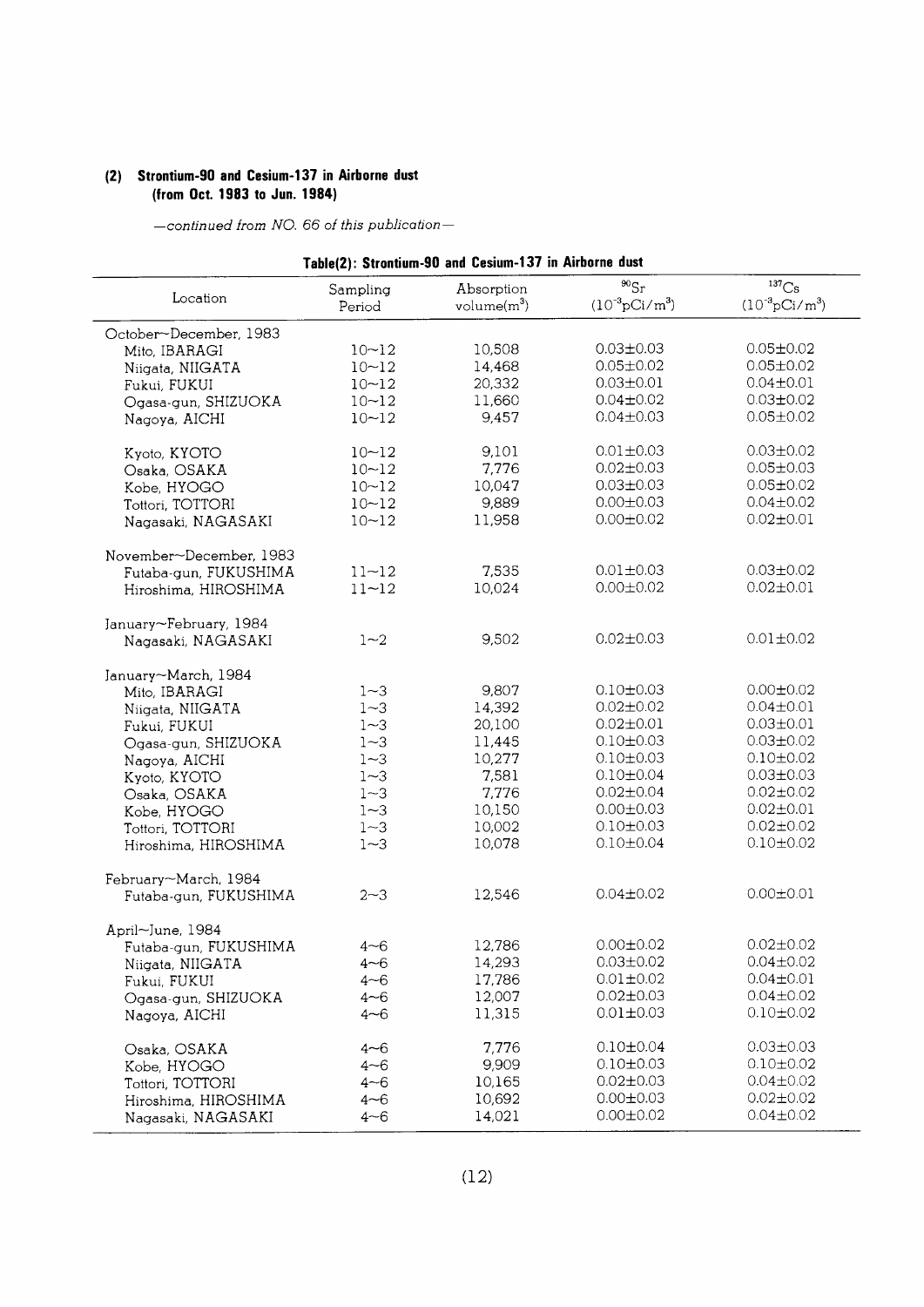### (2) Strontium-90 and Cesium-137 in Airborne dust (from Oct. 1983 to Jun. 1984)

*—continued from NO. 66 of this publication—*

**Table(2): Strontium-90 and Cesium-137 in Airborne dust**

| Location | Sampling Period | Absorption volume($m^3$) | $^{90}Sr$ ($10^{-3}pCi/m^3$) | $^{137}Cs$ ($10^{-3}pCi/m^3$) |
|---|---|---|---|---|
| October~December, 1983 | | | | |
| Mito, IBARAGI | 10~12 | 10,508 | 0.03±0.03 | 0.05±0.02 |
| Niigata, NIIGATA | 10~12 | 14,468 | 0.05±0.02 | 0.05±0.02 |
| Fukui, FUKUI | 10~12 | 20,332 | 0.03±0.01 | 0.04±0.01 |
| Ogasa-gun, SHIZUOKA | 10~12 | 11,660 | 0.04±0.02 | 0.03±0.02 |
| Nagoya, AICHI | 10~12 | 9,457 | 0.04±0.03 | 0.05±0.02 |
| Kyoto, KYOTO | 10~12 | 9,101 | 0.01±0.03 | 0.03±0.02 |
| Osaka, OSAKA | 10~12 | 7,776 | 0.02±0.03 | 0.05±0.03 |
| Kobe, HYOGO | 10~12 | 10,047 | 0.03±0.03 | 0.05±0.02 |
| Tottori, TOTTORI | 10~12 | 9,889 | 0.00±0.03 | 0.04±0.02 |
| Nagasaki, NAGASAKI | 10~12 | 11,958 | 0.00±0.02 | 0.02±0.01 |
| November~December, 1983 | | | | |
| Futaba-gun, FUKUSHIMA | 11~12 | 7,535 | 0.01±0.03 | 0.03±0.02 |
| Hiroshima, HIROSHIMA | 11~12 | 10,024 | 0.00±0.02 | 0.02±0.01 |
| January~February, 1984 | | | | |
| Nagasaki, NAGASAKI | 1~2 | 9,502 | 0.02±0.03 | 0.01±0.02 |
| January~March, 1984 | | | | |
| Mito, IBARAGI | 1~3 | 9,807 | 0.10±0.03 | 0.00±0.02 |
| Niigata, NIIGATA | 1~3 | 14,392 | 0.02±0.02 | 0.04±0.01 |
| Fukui, FUKUI | 1~3 | 20,100 | 0.02±0.01 | 0.03±0.01 |
| Ogasa-gun, SHIZUOKA | 1~3 | 11,445 | 0.10±0.03 | 0.03±0.02 |
| Nagoya, AICHI | 1~3 | 10,277 | 0.10±0.03 | 0.10±0.02 |
| Kyoto, KYOTO | 1~3 | 7,581 | 0.10±0.04 | 0.03±0.03 |
| Osaka, OSAKA | 1~3 | 7,776 | 0.02±0.04 | 0.02±0.02 |
| Kobe, HYOGO | 1~3 | 10,150 | 0.00±0.03 | 0.02±0.01 |
| Tottori, TOTTORI | 1~3 | 10,002 | 0.10±0.03 | 0.02±0.02 |
| Hiroshima, HIROSHIMA | 1~3 | 10,078 | 0.10±0.04 | 0.10±0.02 |
| February~March, 1984 | | | | |
| Futaba-gun, FUKUSHIMA | 2~3 | 12,546 | 0.04±0.02 | 0.00±0.01 |
| April~June, 1984 | | | | |
| Futaba-gun, FUKUSHIMA | 4~6 | 12,786 | 0.00±0.02 | 0.02±0.02 |
| Niigata, NIIGATA | 4~6 | 14,293 | 0.03±0.02 | 0.04±0.02 |
| Fukui, FUKUI | 4~6 | 17,786 | 0.01±0.02 | 0.04±0.01 |
| Ogasa-gun, SHIZUOKA | 4~6 | 12,007 | 0.02±0.03 | 0.04±0.02 |
| Nagoya, AICHI | 4~6 | 11,315 | 0.01±0.03 | 0.10±0.02 |
| Osaka, OSAKA | 4~6 | 7,776 | 0.10±0.04 | 0.03±0.03 |
| Kobe, HYOGO | 4~6 | 9,909 | 0.10±0.03 | 0.10±0.02 |
| Tottori, TOTTORI | 4~6 | 10,165 | 0.02±0.03 | 0.04±0.02 |
| Hiroshima, HIROSHIMA | 4~6 | 10,692 | 0.00±0.03 | 0.02±0.02 |
| Nagasaki, NAGASAKI | 4~6 | 14,021 | 0.00±0.02 | 0.04±0.02 |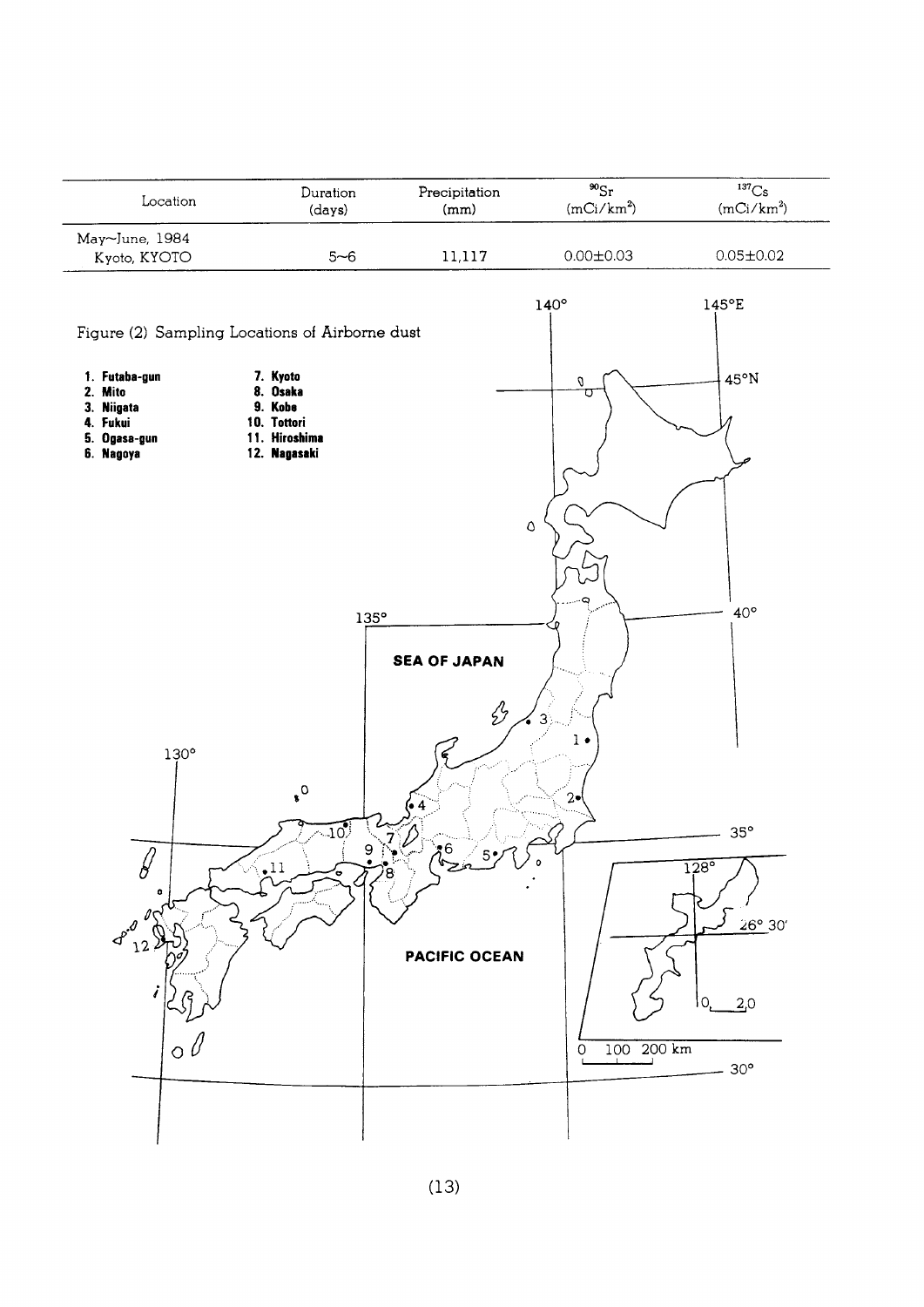| Location | Duration (days) | Precipitation (mm) | $^{90}Sr$ (mCi/km$^2$) | $^{137}Cs$ (mCi/km$^2$) |
|---|---|---|---|---|
| May~June, 1984 | | | | |
| Kyoto, KYOTO | 5~6 | 11,117 | 0.00±0.03 | 0.05±0.02 |

Figure (2) Sampling Locations of Airborne dust

1. Futaba-gun
2. Mito
3. Niigata
4. Fukui
5. Ogasa-gun
6. Nagoya
7. Kyoto
8. Osaka
9. Kobe
10. Tottori
11. Hiroshima
12. Nagasaki

SEA OF JAPAN

PACIFIC OCEAN

140° 145°E 45°N 135° 40° 130° 35° 30° 128° 26° 30′

0 100 200 km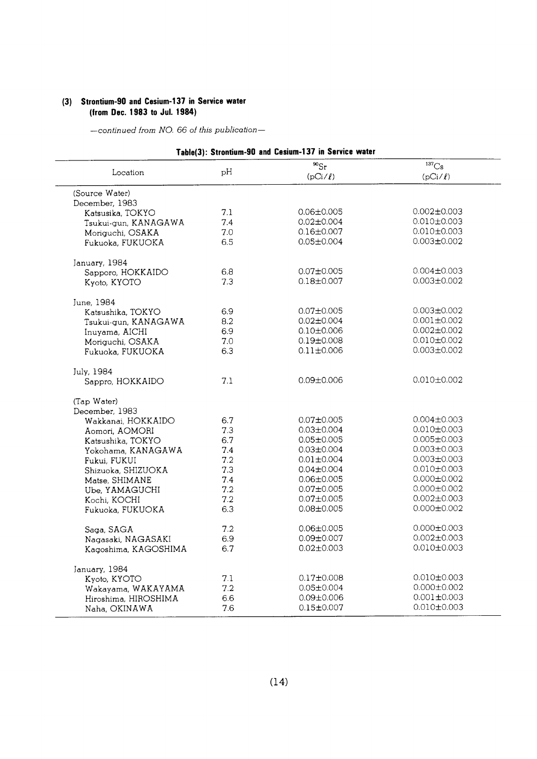### (3) Strontium-90 and Cesium-137 in Service water (from Dec. 1983 to Jul. 1984)

*—continued from NO. 66 of this publication—*

**Table(3): Strontium-90 and Cesium-137 in Service water**

| Location | pH | $^{90}Sr$ (pCi/ℓ) | $^{137}Cs$ (pCi/ℓ) |
|---|---|---|---|
| (Source Water) | | | |
| December, 1983 | | | |
| Katsusika, TOKYO | 7.1 | 0.06±0.005 | 0.002±0.003 |
| Tsukui-gun, KANAGAWA | 7.4 | 0.02±0.004 | 0.010±0.003 |
| Moriguchi, OSAKA | 7.0 | 0.16±0.007 | 0.010±0.003 |
| Fukuoka, FUKUOKA | 6.5 | 0.05±0.004 | 0.003±0.002 |
| January, 1984 | | | |
| Sapporo, HOKKAIDO | 6.8 | 0.07±0.005 | 0.004±0.003 |
| Kyoto, KYOTO | 7.3 | 0.18±0.007 | 0.003±0.002 |
| June, 1984 | | | |
| Katsushika, TOKYO | 6.9 | 0.07±0.005 | 0.003±0.002 |
| Tsukui-gun, KANAGAWA | 8.2 | 0.02±0.004 | 0.001±0.002 |
| Inuyama, AICHI | 6.9 | 0.10±0.006 | 0.002±0.002 |
| Moriguchi, OSAKA | 7.0 | 0.19±0.008 | 0.010±0.002 |
| Fukuoka, FUKUOKA | 6.3 | 0.11±0.006 | 0.003±0.002 |
| July, 1984 | | | |
| Sappro, HOKKAIDO | 7.1 | 0.09±0.006 | 0.010±0.002 |
| (Tap Water) | | | |
| December, 1983 | | | |
| Wakkanai, HOKKAIDO | 6.7 | 0.07±0.005 | 0.004±0.003 |
| Aomori, AOMORI | 7.3 | 0.03±0.004 | 0.010±0.003 |
| Katsushika, TOKYO | 6.7 | 0.05±0.005 | 0.005±0.003 |
| Yokohama, KANAGAWA | 7.4 | 0.03±0.004 | 0.003±0.003 |
| Fukui, FUKUI | 7.2 | 0.01±0.004 | 0.003±0.003 |
| Shizuoka, SHIZUOKA | 7.3 | 0.04±0.004 | 0.010±0.003 |
| Matse, SHIMANE | 7.4 | 0.06±0.005 | 0.000±0.002 |
| Ube, YAMAGUCHI | 7.2 | 0.07±0.005 | 0.000±0.002 |
| Kochi, KOCHI | 7.2 | 0.07±0.005 | 0.002±0.003 |
| Fukuoka, FUKUOKA | 6.3 | 0.08±0.005 | 0.000±0.002 |
| Saga, SAGA | 7.2 | 0.06±0.005 | 0.000±0.003 |
| Nagasaki, NAGASAKI | 6.9 | 0.09±0.007 | 0.002±0.003 |
| Kagoshima, KAGOSHIMA | 6.7 | 0.02±0.003 | 0.010±0.003 |
| January, 1984 | | | |
| Kyoto, KYOTO | 7.1 | 0.17±0.008 | 0.010±0.003 |
| Wakayama, WAKAYAMA | 7.2 | 0.05±0.004 | 0.000±0.002 |
| Hiroshima, HIROSHIMA | 6.6 | 0.09±0.006 | 0.001±0.003 |
| Naha, OKINAWA | 7.6 | 0.15±0.007 | 0.010±0.003 |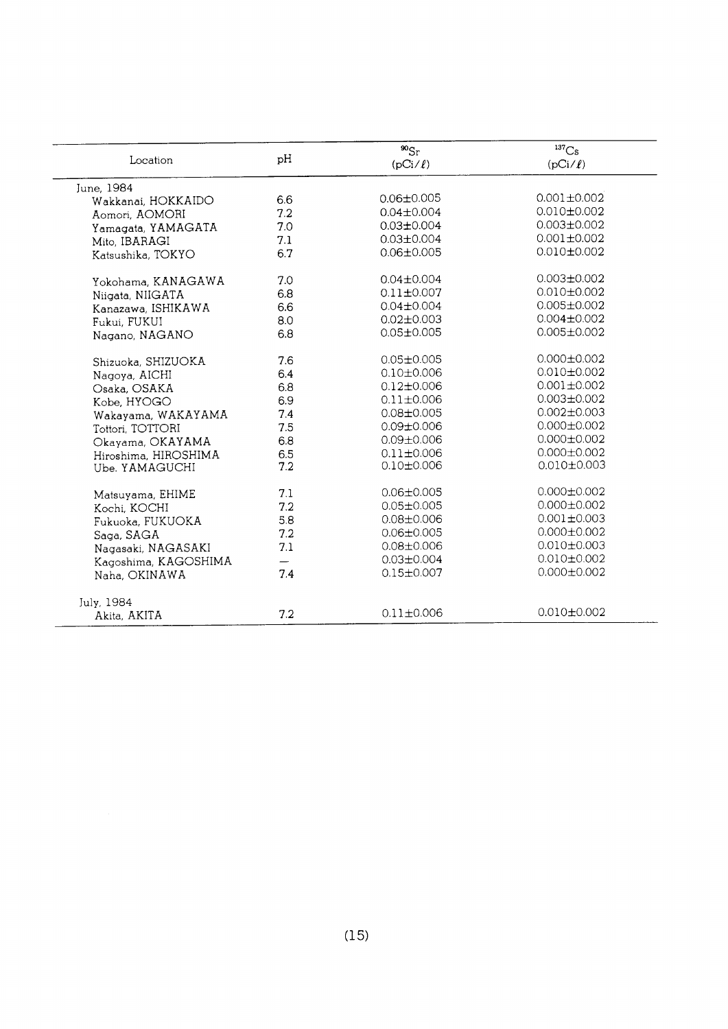| Location | pH | $^{90}Sr$ (pCi/ℓ) | $^{137}Cs$ (pCi/ℓ) |
|---|---|---|---|
| June, 1984 | | | |
| Wakkanai, HOKKAIDO | 6.6 | 0.06±0.005 | 0.001±0.002 |
| Aomori, AOMORI | 7.2 | 0.04±0.004 | 0.010±0.002 |
| Yamagata, YAMAGATA | 7.0 | 0.03±0.004 | 0.003±0.002 |
| Mito, IBARAGI | 7.1 | 0.03±0.004 | 0.001±0.002 |
| Katsushika, TOKYO | 6.7 | 0.06±0.005 | 0.010±0.002 |
| Yokohama, KANAGAWA | 7.0 | 0.04±0.004 | 0.003±0.002 |
| Niigata, NIIGATA | 6.8 | 0.11±0.007 | 0.010±0.002 |
| Kanazawa, ISHIKAWA | 6.6 | 0.04±0.004 | 0.005±0.002 |
| Fukui, FUKUI | 8.0 | 0.02±0.003 | 0.004±0.002 |
| Nagano, NAGANO | 6.8 | 0.05±0.005 | 0.005±0.002 |
| Shizuoka, SHIZUOKA | 7.6 | 0.05±0.005 | 0.000±0.002 |
| Nagoya, AICHI | 6.4 | 0.10±0.006 | 0.010±0.002 |
| Osaka, OSAKA | 6.8 | 0.12±0.006 | 0.001±0.002 |
| Kobe, HYOGO | 6.9 | 0.11±0.006 | 0.003±0.002 |
| Wakayama, WAKAYAMA | 7.4 | 0.08±0.005 | 0.002±0.003 |
| Tottori, TOTTORI | 7.5 | 0.09±0.006 | 0.000±0.002 |
| Okayama, OKAYAMA | 6.8 | 0.09±0.006 | 0.000±0.002 |
| Hiroshima, HIROSHIMA | 6.5 | 0.11±0.006 | 0.000±0.002 |
| Ube. YAMAGUCHI | 7.2 | 0.10±0.006 | 0.010±0.003 |
| Matsuyama, EHIME | 7.1 | 0.06±0.005 | 0.000±0.002 |
| Kochi, KOCHI | 7.2 | 0.05±0.005 | 0.000±0.002 |
| Fukuoka, FUKUOKA | 5.8 | 0.08±0.006 | 0.001±0.003 |
| Saga, SAGA | 7.2 | 0.06±0.005 | 0.000±0.002 |
| Nagasaki, NAGASAKI | 7.1 | 0.08±0.006 | 0.010±0.003 |
| Kagoshima, KAGOSHIMA | — | 0.03±0.004 | 0.010±0.002 |
| Naha, OKINAWA | 7.4 | 0.15±0.007 | 0.000±0.002 |
| July, 1984 | | | |
| Akita, AKITA | 7.2 | 0.11±0.006 | 0.010±0.002 |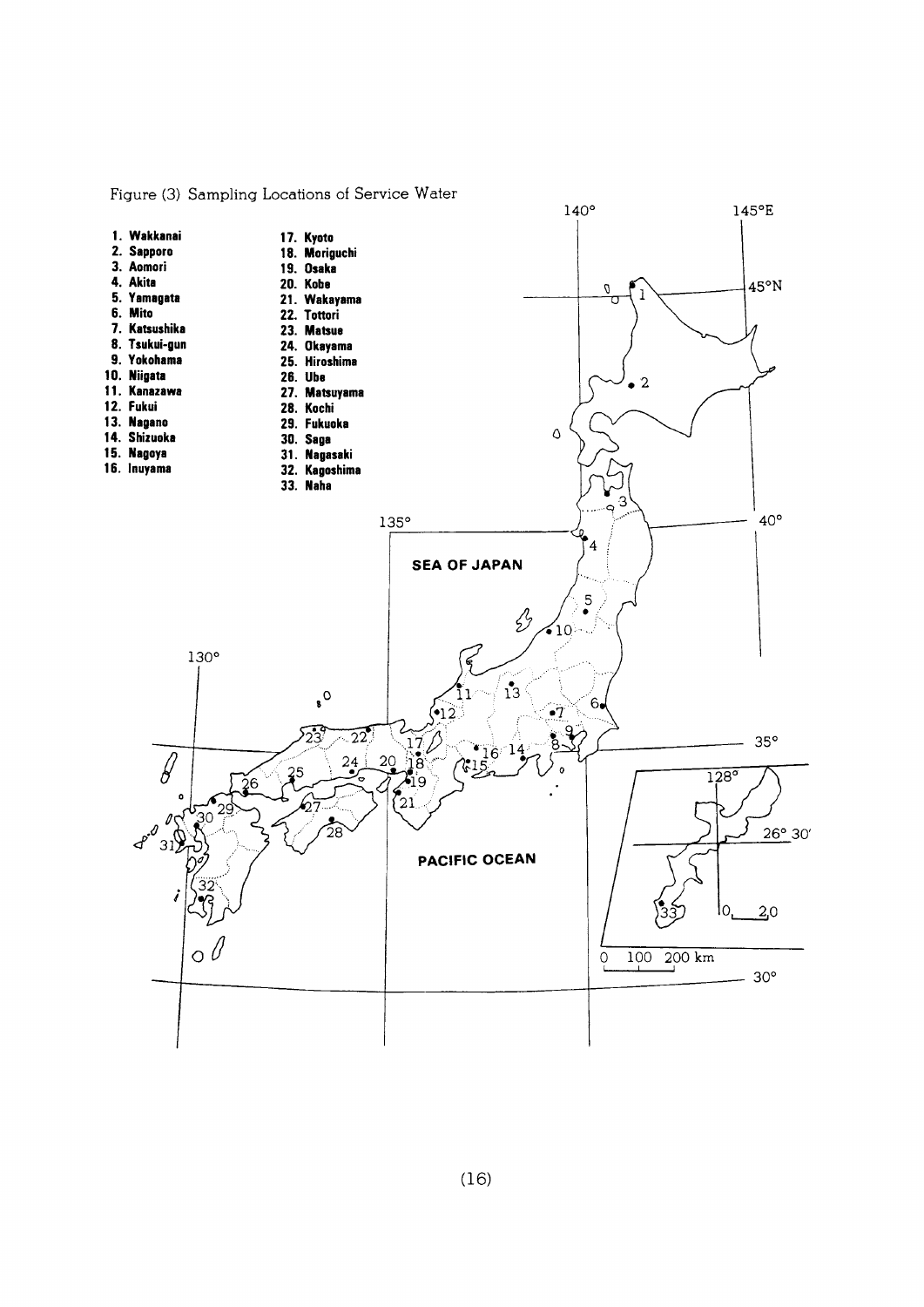Figure (3) Sampling Locations of Service Water

1. Wakkanai
2. Sapporo
3. Aomori
4. Akita
5. Yamagata
6. Mito
7. Katsushika
8. Tsukui-gun
9. Yokohama
10. Niigata
11. Kanazawa
12. Fukui
13. Nagano
14. Shizuoka
15. Nagoya
16. Inuyama
17. Kyoto
18. Moriguchi
19. Osaka
20. Kobe
21. Wakayama
22. Tottori
23. Matsue
24. Okayama
25. Hiroshima
26. Ube
27. Matsuyama
28. Kochi
29. Fukuoka
30. Saga
31. Nagasaki
32. Kagoshima
33. Naha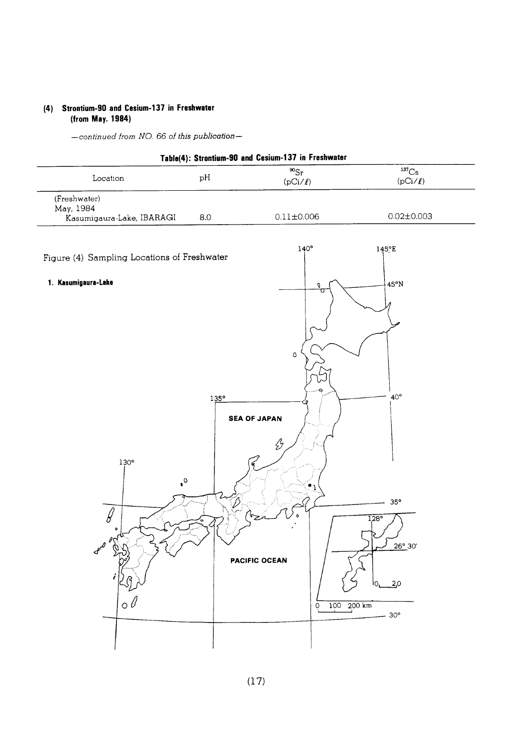## (4) Strontium-90 and Cesium-137 in Freshwater (from May. 1984)

*—continued from NO. 66 of this publication—*

**Table(4): Strontium-90 and Cesium-137 in Freshwater**

| Location | pH | $^{90}Sr$ (pCi/ℓ) | $^{137}Cs$ (pCi/ℓ) |
|---|---|---|---|
| (Freshwater) | | | |
| May, 1984 | | | |
| Kasumigaura-Lake, IBARAGI | 8.0 | 0.11±0.006 | 0.02±0.003 |

Figure (4) Sampling Locations of Freshwater

**1. Kasumigaura-Lake**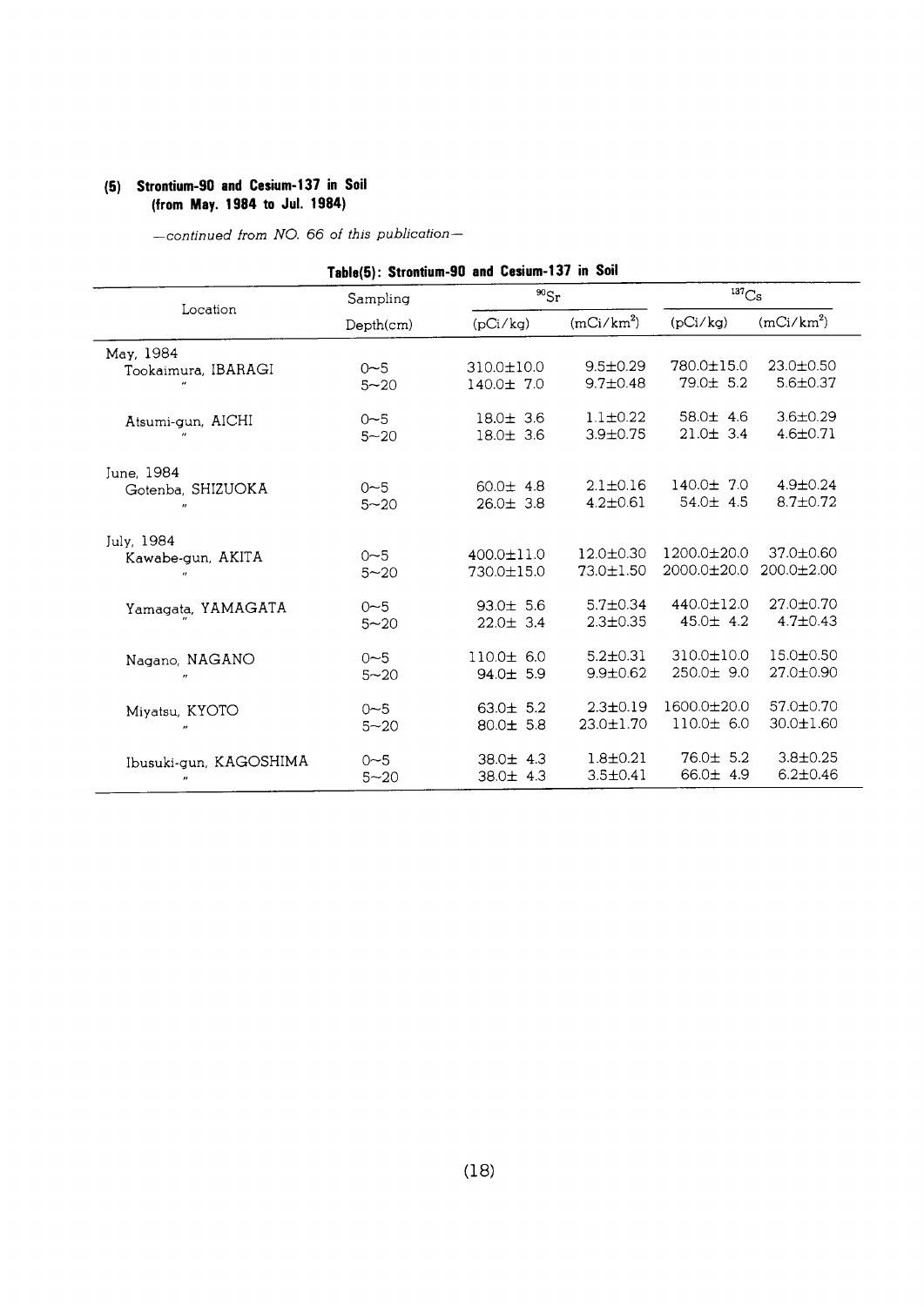### (5) Strontium-90 and Cesium-137 in Soil (from May. 1984 to Jul. 1984)

*—continued from NO. 66 of this publication—*

**Table(5): Strontium-90 and Cesium-137 in Soil**

| Location | Sampling Depth(cm) | $^{90}Sr$ (pCi/kg) | $^{90}Sr$ (mCi/km$^2$) | $^{137}Cs$ (pCi/kg) | $^{137}Cs$ (mCi/km$^2$) |
|---|---|---|---|---|---|
| May, 1984 | | | | | |
| Tookaimura, IBARAGI | 0~5 | 310.0±10.0 | 9.5±0.29 | 780.0±15.0 | 23.0±0.50 |
| 〃 | 5~20 | 140.0± 7.0 | 9.7±0.48 | 79.0± 5.2 | 5.6±0.37 |
| Atsumi-gun, AICHI | 0~5 | 18.0± 3.6 | 1.1±0.22 | 58.0± 4.6 | 3.6±0.29 |
| 〃 | 5~20 | 18.0± 3.6 | 3.9±0.75 | 21.0± 3.4 | 4.6±0.71 |
| June, 1984 | | | | | |
| Gotenba, SHIZUOKA | 0~5 | 60.0± 4.8 | 2.1±0.16 | 140.0± 7.0 | 4.9±0.24 |
| 〃 | 5~20 | 26.0± 3.8 | 4.2±0.61 | 54.0± 4.5 | 8.7±0.72 |
| July, 1984 | | | | | |
| Kawabe-gun, AKITA | 0~5 | 400.0±11.0 | 12.0±0.30 | 1200.0±20.0 | 37.0±0.60 |
| 〃 | 5~20 | 730.0±15.0 | 73.0±1.50 | 2000.0±20.0 | 200.0±2.00 |
| Yamagata, YAMAGATA | 0~5 | 93.0± 5.6 | 5.7±0.34 | 440.0±12.0 | 27.0±0.70 |
| 〃 | 5~20 | 22.0± 3.4 | 2.3±0.35 | 45.0± 4.2 | 4.7±0.43 |
| Nagano, NAGANO | 0~5 | 110.0± 6.0 | 5.2±0.31 | 310.0±10.0 | 15.0±0.50 |
| 〃 | 5~20 | 94.0± 5.9 | 9.9±0.62 | 250.0± 9.0 | 27.0±0.90 |
| Miyatsu, KYOTO | 0~5 | 63.0± 5.2 | 2.3±0.19 | 1600.0±20.0 | 57.0±0.70 |
| 〃 | 5~20 | 80.0± 5.8 | 23.0±1.70 | 110.0± 6.0 | 30.0±1.60 |
| Ibusuki-gun, KAGOSHIMA | 0~5 | 38.0± 4.3 | 1.8±0.21 | 76.0± 5.2 | 3.8±0.25 |
| 〃 | 5~20 | 38.0± 4.3 | 3.5±0.41 | 66.0± 4.9 | 6.2±0.46 |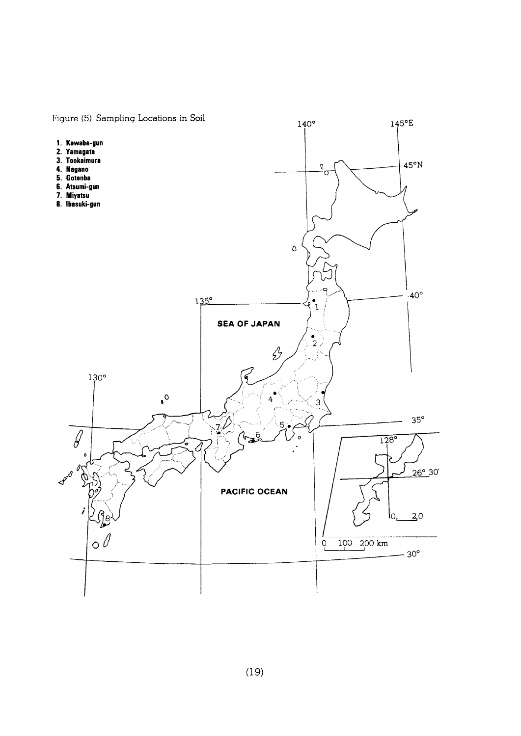Figure (5) Sampling Locations in Soil

1. Kawabe-gun
2. Yamagata
3. Tookaimura
4. Nagano
5. Gotenba
6. Atsumi-gun
7. Miyatsu
8. Ibasuki-gun

140°

145°E

45°N

40°

135°

SEA OF JAPAN

130°

35°

128°

26° 30'

PACIFIC OCEAN

0 20

0 100 200 km

30°